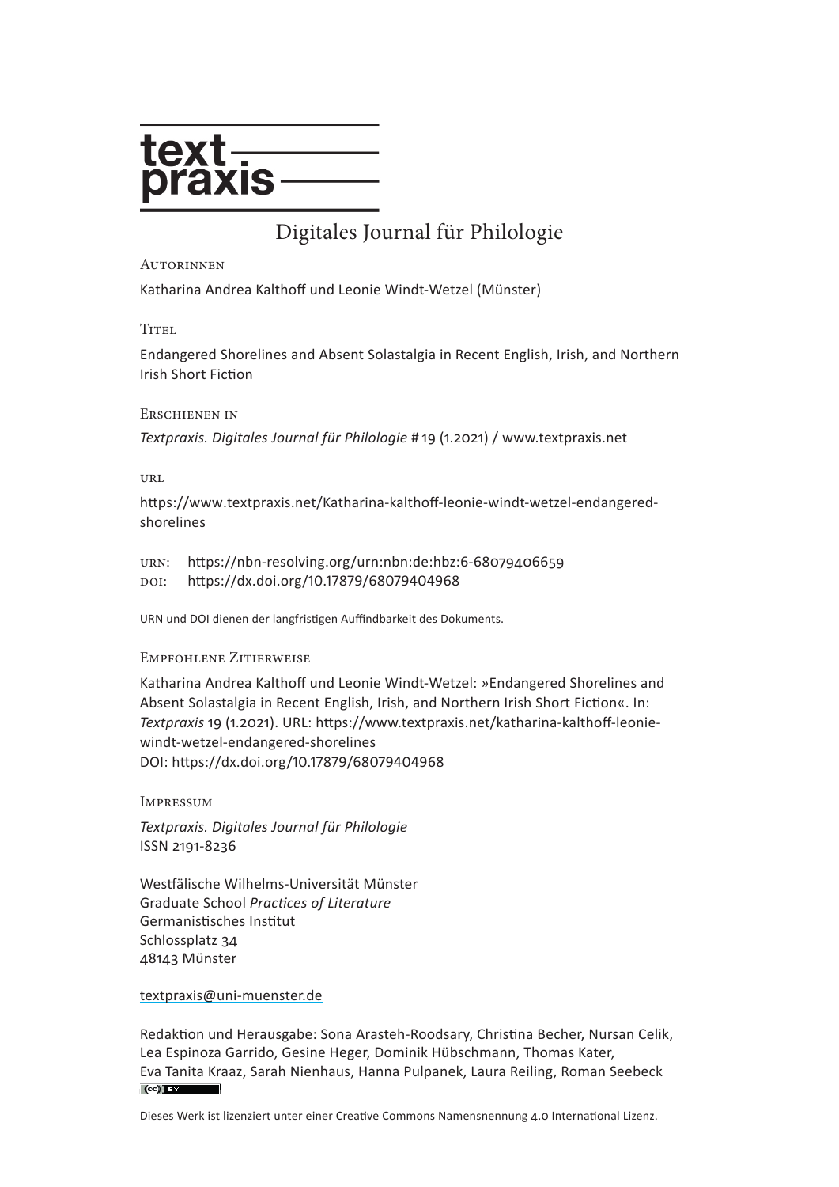# textpraxis

Digitales Journal für Philologie

Autorinnen

Katharina Andrea Kalthoff und Leonie Windt-Wetzel (Münster)

Titel

Endangered Shorelines and Absent Solastalgia in Recent English, Irish, and Northern Irish Short Fiction

Erschienen in

*Textpraxis. Digitales Journal für Philologie* # 19 (1.2021) / www.textpraxis.net

url

https://www.textpraxis.net/Katharina-kalthoff-leonie-windt-wetzel-endangered-shorelines

urn: https://nbn-resolving.org/urn:nbn:de:hbz:6-68079406659
doi: https://dx.doi.org/10.17879/68079404968

URN und DOI dienen der langfristigen Auffindbarkeit des Dokuments.

Empfohlene Zitierweise

Katharina Andrea Kalthoff und Leonie Windt-Wetzel: »Endangered Shorelines and Absent Solastalgia in Recent English, Irish, and Northern Irish Short Fiction«. In: *Textpraxis* 19 (1.2021). URL: https://www.textpraxis.net/katharina-kalthoff-leonie-windt-wetzel-endangered-shorelines
DOI: https://dx.doi.org/10.17879/68079404968

Impressum

*Textpraxis. Digitales Journal für Philologie*
ISSN 2191-8236

Westfälische Wilhelms-Universität Münster
Graduate School *Practices of Literature*
Germanistisches Institut
Schlossplatz 34
48143 Münster

textpraxis@uni-muenster.de

Redaktion und Herausgabe: Sona Arasteh-Roodsary, Christina Becher, Nursan Celik, Lea Espinoza Garrido, Gesine Heger, Dominik Hübschmann, Thomas Kater, Eva Tanita Kraaz, Sarah Nienhaus, Hanna Pulpanek, Laura Reiling, Roman Seebeck

Dieses Werk ist lizenziert unter einer Creative Commons Namensnennung 4.0 International Lizenz.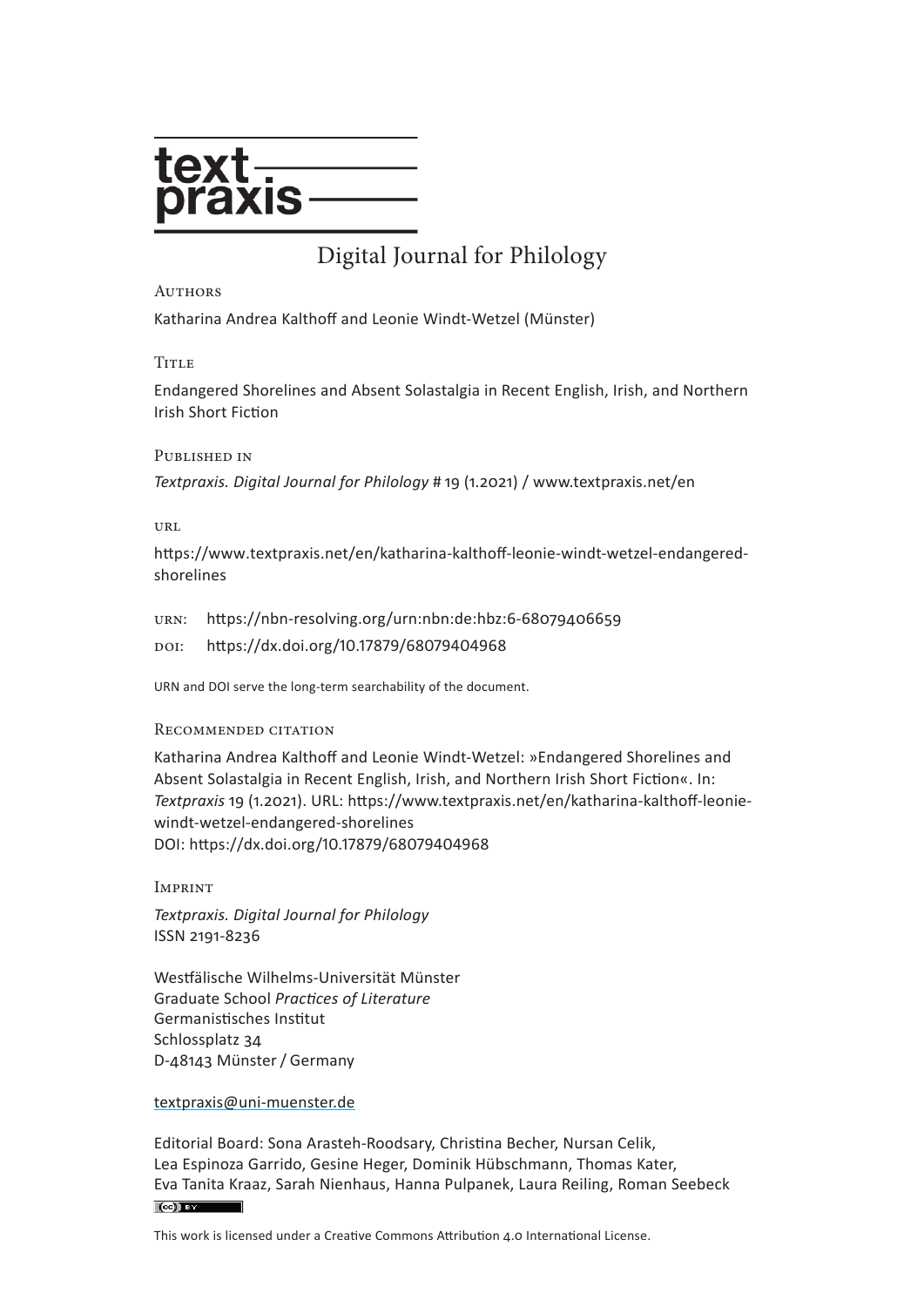text praxis

Digital Journal for Philology

Authors

Katharina Andrea Kalthoff and Leonie Windt-Wetzel (Münster)

Title

Endangered Shorelines and Absent Solastalgia in Recent English, Irish, and Northern Irish Short Fiction

Published in

*Textpraxis. Digital Journal for Philology* # 19 (1.2021) / www.textpraxis.net/en

url

https://www.textpraxis.net/en/katharina-kalthoff-leonie-windt-wetzel-endangered-shorelines

urn: https://nbn-resolving.org/urn:nbn:de:hbz:6-68079406659

doi: https://dx.doi.org/10.17879/68079404968

URN and DOI serve the long-term searchability of the document.

Recommended citation

Katharina Andrea Kalthoff and Leonie Windt-Wetzel: »Endangered Shorelines and Absent Solastalgia in Recent English, Irish, and Northern Irish Short Fiction«. In: *Textpraxis* 19 (1.2021). URL: https://www.textpraxis.net/en/katharina-kalthoff-leonie-windt-wetzel-endangered-shorelines
DOI: https://dx.doi.org/10.17879/68079404968

Imprint

*Textpraxis. Digital Journal for Philology*
ISSN 2191-8236

Westfälische Wilhelms-Universität Münster
Graduate School *Practices of Literature*
Germanistisches Institut
Schlossplatz 34
D-48143 Münster / Germany

textpraxis@uni-muenster.de

Editorial Board: Sona Arasteh-Roodsary, Christina Becher, Nursan Celik, Lea Espinoza Garrido, Gesine Heger, Dominik Hübschmann, Thomas Kater, Eva Tanita Kraaz, Sarah Nienhaus, Hanna Pulpanek, Laura Reiling, Roman Seebeck

This work is licensed under a Creative Commons Attribution 4.0 International License.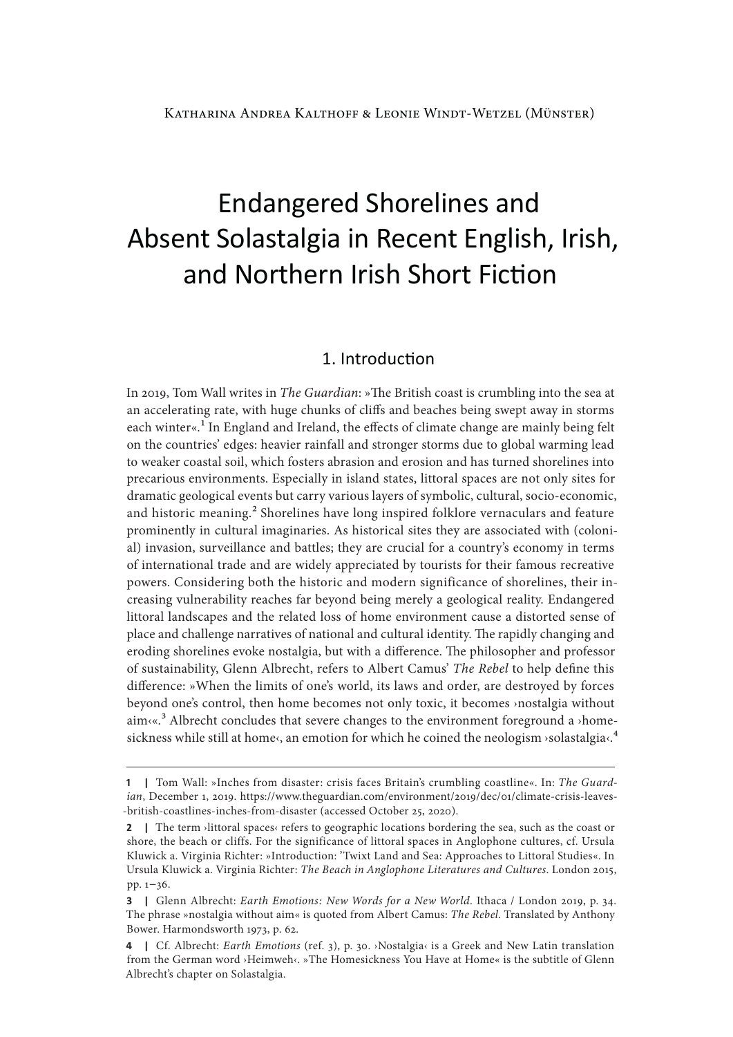Katharina Andrea Kalthoff & Leonie Windt-Wetzel (Münster)

# Endangered Shorelines and Absent Solastalgia in Recent English, Irish, and Northern Irish Short Fiction

## 1. Introduction

In 2019, Tom Wall writes in *The Guardian*: »The British coast is crumbling into the sea at an accelerating rate, with huge chunks of cliffs and beaches being swept away in storms each winter«.[1] In England and Ireland, the effects of climate change are mainly being felt on the countries' edges: heavier rainfall and stronger storms due to global warming lead to weaker coastal soil, which fosters abrasion and erosion and has turned shorelines into precarious environments. Especially in island states, littoral spaces are not only sites for dramatic geological events but carry various layers of symbolic, cultural, socio-economic, and historic meaning.[2] Shorelines have long inspired folklore vernaculars and feature prominently in cultural imaginaries. As historical sites they are associated with (colonial) invasion, surveillance and battles; they are crucial for a country's economy in terms of international trade and are widely appreciated by tourists for their famous recreative powers. Considering both the historic and modern significance of shorelines, their increasing vulnerability reaches far beyond being merely a geological reality. Endangered littoral landscapes and the related loss of home environment cause a distorted sense of place and challenge narratives of national and cultural identity. The rapidly changing and eroding shorelines evoke nostalgia, but with a difference. The philosopher and professor of sustainability, Glenn Albrecht, refers to Albert Camus' *The Rebel* to help define this difference: »When the limits of one's world, its laws and order, are destroyed by forces beyond one's control, then home becomes not only toxic, it becomes ›nostalgia without aim‹«.[3] Albrecht concludes that severe changes to the environment foreground a ›homesickness while still at home‹, an emotion for which he coined the neologism ›solastalgia‹.[4]

---

1 | Tom Wall: »Inches from disaster: crisis faces Britain's crumbling coastline«. In: *The Guardian*, December 1, 2019. https://www.theguardian.com/environment/2019/dec/01/climate-crisis-leaves-british-coastlines-inches-from-disaster (accessed October 25, 2020).

2 | The term ›littoral spaces‹ refers to geographic locations bordering the sea, such as the coast or shore, the beach or cliffs. For the significance of littoral spaces in Anglophone cultures, cf. Ursula Kluwick a. Virginia Richter: »Introduction: 'Twixt Land and Sea: Approaches to Littoral Studies«. In Ursula Kluwick a. Virginia Richter: *The Beach in Anglophone Literatures and Cultures*. London 2015, pp. 1–36.

3 | Glenn Albrecht: *Earth Emotions: New Words for a New World*. Ithaca / London 2019, p. 34. The phrase »nostalgia without aim« is quoted from Albert Camus: *The Rebel*. Translated by Anthony Bower. Harmondsworth 1973, p. 62.

4 | Cf. Albrecht: *Earth Emotions* (ref. 3), p. 30. ›Nostalgia‹ is a Greek and New Latin translation from the German word ›Heimweh‹. »The Homesickness You Have at Home« is the subtitle of Glenn Albrecht's chapter on Solastalgia.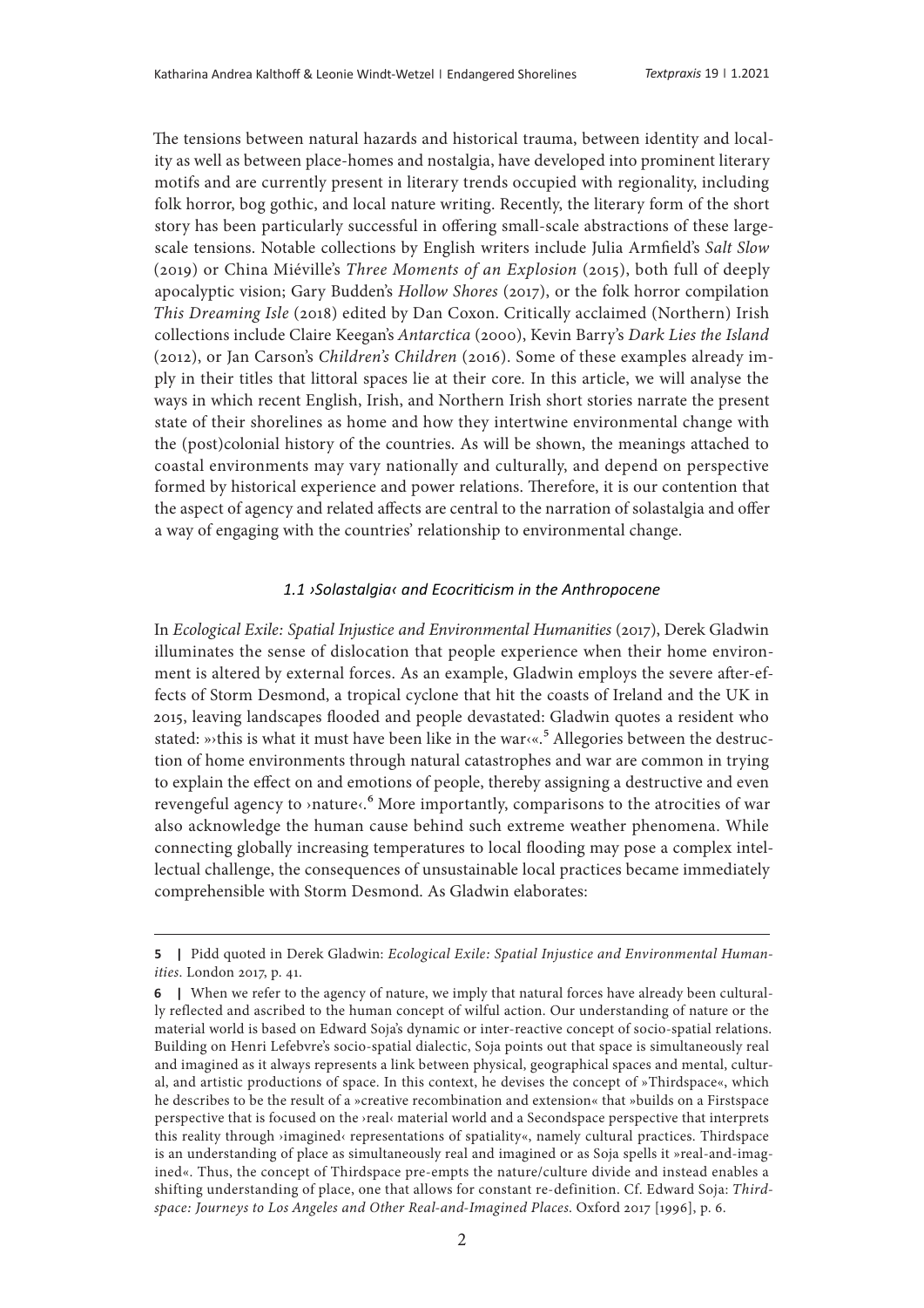The tensions between natural hazards and historical trauma, between identity and locality as well as between place-homes and nostalgia, have developed into prominent literary motifs and are currently present in literary trends occupied with regionality, including folk horror, bog gothic, and local nature writing. Recently, the literary form of the short story has been particularly successful in offering small-scale abstractions of these large-scale tensions. Notable collections by English writers include Julia Armfield's *Salt Slow* (2019) or China Miéville's *Three Moments of an Explosion* (2015), both full of deeply apocalyptic vision; Gary Budden's *Hollow Shores* (2017), or the folk horror compilation *This Dreaming Isle* (2018) edited by Dan Coxon. Critically acclaimed (Northern) Irish collections include Claire Keegan's *Antarctica* (2000), Kevin Barry's *Dark Lies the Island* (2012), or Jan Carson's *Children's Children* (2016). Some of these examples already imply in their titles that littoral spaces lie at their core. In this article, we will analyse the ways in which recent English, Irish, and Northern Irish short stories narrate the present state of their shorelines as home and how they intertwine environmental change with the (post)colonial history of the countries. As will be shown, the meanings attached to coastal environments may vary nationally and culturally, and depend on perspective formed by historical experience and power relations. Therefore, it is our contention that the aspect of agency and related affects are central to the narration of solastalgia and offer a way of engaging with the countries' relationship to environmental change.

### *1.1 ›Solastalgia‹ and Ecocriticism in the Anthropocene*

In *Ecological Exile: Spatial Injustice and Environmental Humanities* (2017), Derek Gladwin illuminates the sense of dislocation that people experience when their home environment is altered by external forces. As an example, Gladwin employs the severe after-effects of Storm Desmond, a tropical cyclone that hit the coasts of Ireland and the UK in 2015, leaving landscapes flooded and people devastated: Gladwin quotes a resident who stated: »›this is what it must have been like in the war‹«.[5] Allegories between the destruction of home environments through natural catastrophes and war are common in trying to explain the effect on and emotions of people, thereby assigning a destructive and even revengeful agency to ›nature‹.[6] More importantly, comparisons to the atrocities of war also acknowledge the human cause behind such extreme weather phenomena. While connecting globally increasing temperatures to local flooding may pose a complex intellectual challenge, the consequences of unsustainable local practices became immediately comprehensible with Storm Desmond. As Gladwin elaborates:

---

**5** | Pidd quoted in Derek Gladwin: *Ecological Exile: Spatial Injustice and Environmental Humanities*. London 2017, p. 41.

**6** | When we refer to the agency of nature, we imply that natural forces have already been culturally reflected and ascribed to the human concept of wilful action. Our understanding of nature or the material world is based on Edward Soja's dynamic or inter-reactive concept of socio-spatial relations. Building on Henri Lefebvre's socio-spatial dialectic, Soja points out that space is simultaneously real and imagined as it always represents a link between physical, geographical spaces and mental, cultural, and artistic productions of space. In this context, he devises the concept of »Thirdspace«, which he describes to be the result of a »creative recombination and extension« that »builds on a Firstspace perspective that is focused on the ›real‹ material world and a Secondspace perspective that interprets this reality through ›imagined‹ representations of spatiality«, namely cultural practices. Thirdspace is an understanding of place as simultaneously real and imagined or as Soja spells it »real-and-imagined«. Thus, the concept of Thirdspace pre-empts the nature/culture divide and instead enables a shifting understanding of place, one that allows for constant re-definition. Cf. Edward Soja: *Thirdspace: Journeys to Los Angeles and Other Real-and-Imagined Places*. Oxford 2017 [1996], p. 6.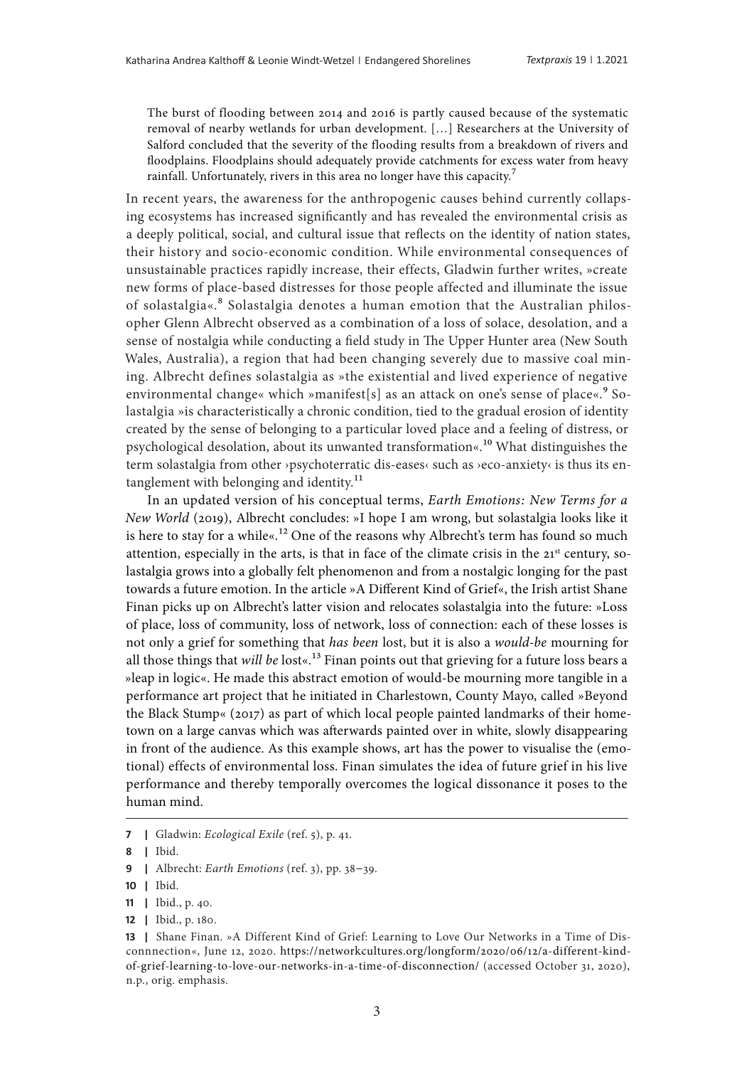> The burst of flooding between 2014 and 2016 is partly caused because of the systematic removal of nearby wetlands for urban development. […] Researchers at the University of Salford concluded that the severity of the flooding results from a breakdown of rivers and floodplains. Floodplains should adequately provide catchments for excess water from heavy rainfall. Unfortunately, rivers in this area no longer have this capacity.[7]

In recent years, the awareness for the anthropogenic causes behind currently collapsing ecosystems has increased significantly and has revealed the environmental crisis as a deeply political, social, and cultural issue that reflects on the identity of nation states, their history and socio-economic condition. While environmental consequences of unsustainable practices rapidly increase, their effects, Gladwin further writes, »create new forms of place-based distresses for those people affected and illuminate the issue of solastalgia«.[8] Solastalgia denotes a human emotion that the Australian philosopher Glenn Albrecht observed as a combination of a loss of solace, desolation, and a sense of nostalgia while conducting a field study in The Upper Hunter area (New South Wales, Australia), a region that had been changing severely due to massive coal mining. Albrecht defines solastalgia as »the existential and lived experience of negative environmental change« which »manifest[s] as an attack on one's sense of place«.[9] Solastalgia »is characteristically a chronic condition, tied to the gradual erosion of identity created by the sense of belonging to a particular loved place and a feeling of distress, or psychological desolation, about its unwanted transformation«.[10] What distinguishes the term solastalgia from other ›psychoterratic dis-eases‹ such as ›eco-anxiety‹ is thus its entanglement with belonging and identity.[11]

In an updated version of his conceptual terms, *Earth Emotions: New Terms for a New World* (2019), Albrecht concludes: »I hope I am wrong, but solastalgia looks like it is here to stay for a while«.[12] One of the reasons why Albrecht's term has found so much attention, especially in the arts, is that in face of the climate crisis in the 21st century, solastalgia grows into a globally felt phenomenon and from a nostalgic longing for the past towards a future emotion. In the article »A Different Kind of Grief«, the Irish artist Shane Finan picks up on Albrecht's latter vision and relocates solastalgia into the future: »Loss of place, loss of community, loss of network, loss of connection: each of these losses is not only a grief for something that *has been* lost, but it is also a *would-be* mourning for all those things that *will be* lost«.[13] Finan points out that grieving for a future loss bears a »leap in logic«. He made this abstract emotion of would-be mourning more tangible in a performance art project that he initiated in Charlestown, County Mayo, called »Beyond the Black Stump« (2017) as part of which local people painted landmarks of their hometown on a large canvas which was afterwards painted over in white, slowly disappearing in front of the audience. As this example shows, art has the power to visualise the (emotional) effects of environmental loss. Finan simulates the idea of future grief in his live performance and thereby temporally overcomes the logical dissonance it poses to the human mind.

---

7 | Gladwin: *Ecological Exile* (ref. 5), p. 41.

8 | Ibid.

9 | Albrecht: *Earth Emotions* (ref. 3), pp. 38–39.

10 | Ibid.

11 | Ibid., p. 40.

12 | Ibid., p. 180.

13 | Shane Finan. »A Different Kind of Grief: Learning to Love Our Networks in a Time of Disconnnection«, June 12, 2020. https://networkcultures.org/longform/2020/06/12/a-different-kind-of-grief-learning-to-love-our-networks-in-a-time-of-disconnection/ (accessed October 31, 2020), n.p., orig. emphasis.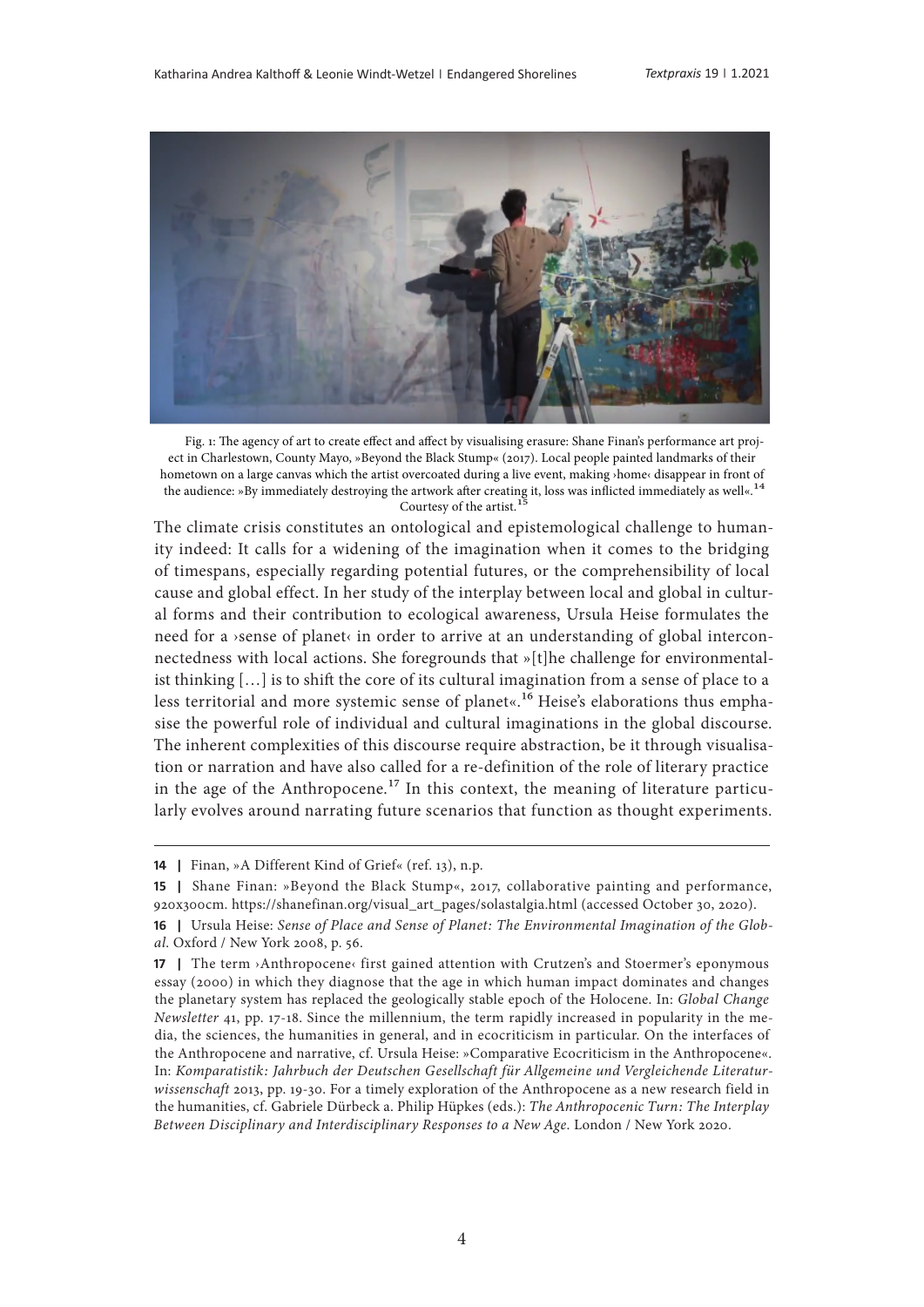Fig. 1: The agency of art to create effect and affect by visualising erasure: Shane Finan's performance art project in Charlestown, County Mayo, »Beyond the Black Stump« (2017). Local people painted landmarks of their hometown on a large canvas which the artist overcoated during a live event, making ›home‹ disappear in front of the audience: »By immediately destroying the artwork after creating it, loss was inflicted immediately as well«.[14] Courtesy of the artist.[15]

The climate crisis constitutes an ontological and epistemological challenge to humanity indeed: It calls for a widening of the imagination when it comes to the bridging of timespans, especially regarding potential futures, or the comprehensibility of local cause and global effect. In her study of the interplay between local and global in cultural forms and their contribution to ecological awareness, Ursula Heise formulates the need for a ›sense of planet‹ in order to arrive at an understanding of global interconnectedness with local actions. She foregrounds that »[t]he challenge for environmentalist thinking […] is to shift the core of its cultural imagination from a sense of place to a less territorial and more systemic sense of planet«.[16] Heise's elaborations thus emphasise the powerful role of individual and cultural imaginations in the global discourse. The inherent complexities of this discourse require abstraction, be it through visualisation or narration and have also called for a re-definition of the role of literary practice in the age of the Anthropocene.[17] In this context, the meaning of literature particularly evolves around narrating future scenarios that function as thought experiments.

---

**14 |** Finan, »A Different Kind of Grief« (ref. 13), n.p.

**15 |** Shane Finan: »Beyond the Black Stump«, 2017, collaborative painting and performance, 920x300cm. https://shanefinan.org/visual_art_pages/solastalgia.html (accessed October 30, 2020).

**16 |** Ursula Heise: *Sense of Place and Sense of Planet: The Environmental Imagination of the Global*. Oxford / New York 2008, p. 56.

**17 |** The term ›Anthropocene‹ first gained attention with Crutzen's and Stoermer's eponymous essay (2000) in which they diagnose that the age in which human impact dominates and changes the planetary system has replaced the geologically stable epoch of the Holocene. In: *Global Change Newsletter* 41, pp. 17-18. Since the millennium, the term rapidly increased in popularity in the media, the sciences, the humanities in general, and in ecocriticism in particular. On the interfaces of the Anthropocene and narrative, cf. Ursula Heise: »Comparative Ecocriticism in the Anthropocene«. In: *Komparatistik: Jahrbuch der Deutschen Gesellschaft für Allgemeine und Vergleichende Literaturwissenschaft* 2013, pp. 19-30. For a timely exploration of the Anthropocene as a new research field in the humanities, cf. Gabriele Dürbeck a. Philip Hüpkes (eds.): *The Anthropocenic Turn: The Interplay Between Disciplinary and Interdisciplinary Responses to a New Age.* London / New York 2020.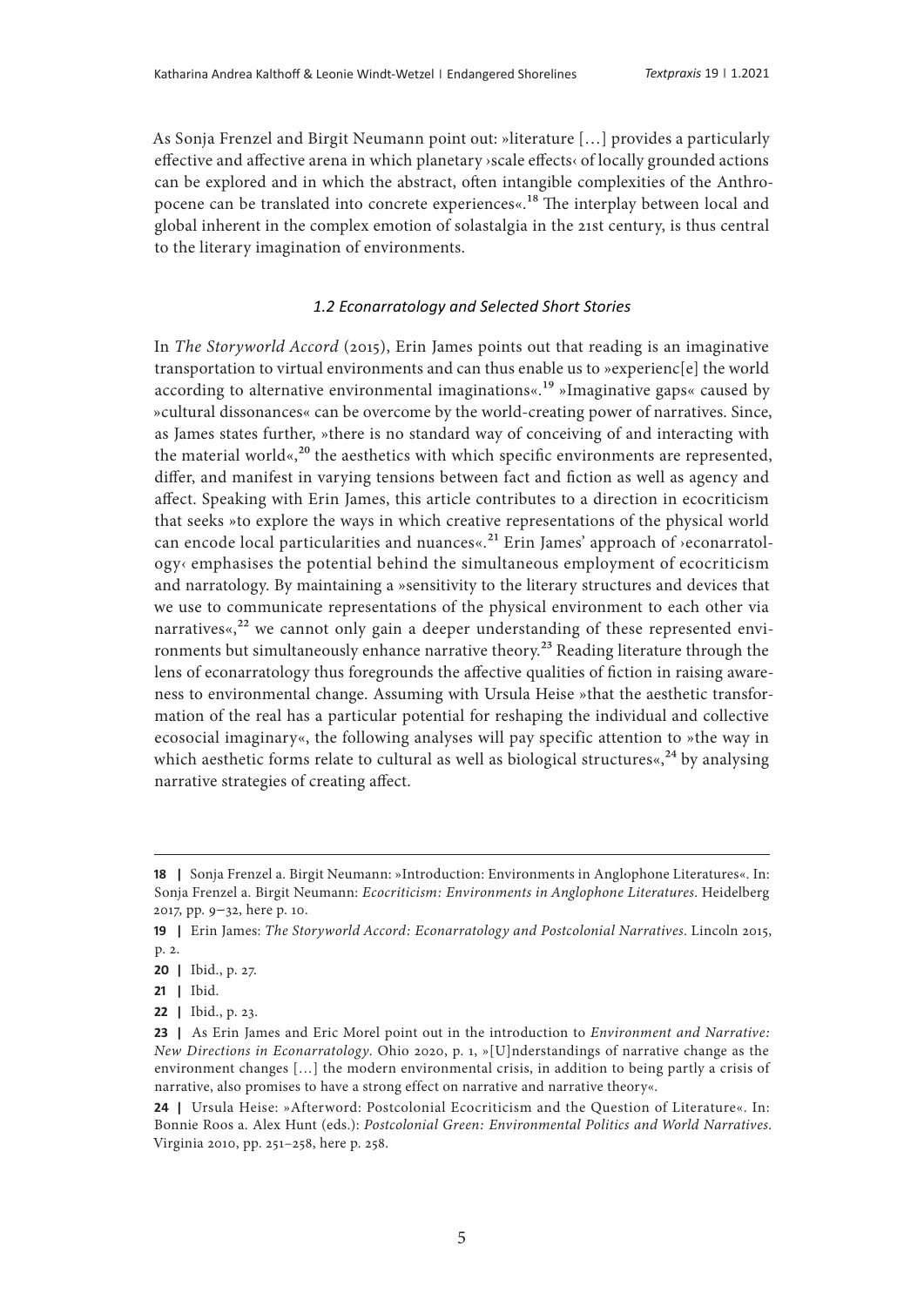As Sonja Frenzel and Birgit Neumann point out: »literature […] provides a particularly effective and affective arena in which planetary ›scale effects‹ of locally grounded actions can be explored and in which the abstract, often intangible complexities of the Anthropocene can be translated into concrete experiences«.[18] The interplay between local and global inherent in the complex emotion of solastalgia in the 21st century, is thus central to the literary imagination of environments.

### *1.2 Econarratology and Selected Short Stories*

In *The Storyworld Accord* (2015), Erin James points out that reading is an imaginative transportation to virtual environments and can thus enable us to »experienc[e] the world according to alternative environmental imaginations«.[19] »Imaginative gaps« caused by »cultural dissonances« can be overcome by the world-creating power of narratives. Since, as James states further, »there is no standard way of conceiving of and interacting with the material world«,[20] the aesthetics with which specific environments are represented, differ, and manifest in varying tensions between fact and fiction as well as agency and affect. Speaking with Erin James, this article contributes to a direction in ecocriticism that seeks »to explore the ways in which creative representations of the physical world can encode local particularities and nuances«.[21] Erin James' approach of ›econarratology‹ emphasises the potential behind the simultaneous employment of ecocriticism and narratology. By maintaining a »sensitivity to the literary structures and devices that we use to communicate representations of the physical environment to each other via narratives«,[22] we cannot only gain a deeper understanding of these represented environments but simultaneously enhance narrative theory.[23] Reading literature through the lens of econarratology thus foregrounds the affective qualities of fiction in raising awareness to environmental change. Assuming with Ursula Heise »that the aesthetic transformation of the real has a particular potential for reshaping the individual and collective ecosocial imaginary«, the following analyses will pay specific attention to »the way in which aesthetic forms relate to cultural as well as biological structures«,[24] by analysing narrative strategies of creating affect.

---

**18 |** Sonja Frenzel a. Birgit Neumann: »Introduction: Environments in Anglophone Literatures«. In: Sonja Frenzel a. Birgit Neumann: *Ecocriticism: Environments in Anglophone Literatures*. Heidelberg 2017, pp. 9–32, here p. 10.

**19 |** Erin James: *The Storyworld Accord: Econarratology and Postcolonial Narratives*. Lincoln 2015, p. 2.

**20 |** Ibid., p. 27.

**21 |** Ibid.

**22 |** Ibid., p. 23.

**23 |** As Erin James and Eric Morel point out in the introduction to *Environment and Narrative: New Directions in Econarratology*. Ohio 2020, p. 1, »[U]nderstandings of narrative change as the environment changes […] the modern environmental crisis, in addition to being partly a crisis of narrative, also promises to have a strong effect on narrative and narrative theory«.

**24 |** Ursula Heise: »Afterword: Postcolonial Ecocriticism and the Question of Literature«. In: Bonnie Roos a. Alex Hunt (eds.): *Postcolonial Green: Environmental Politics and World Narratives*. Virginia 2010, pp. 251–258, here p. 258.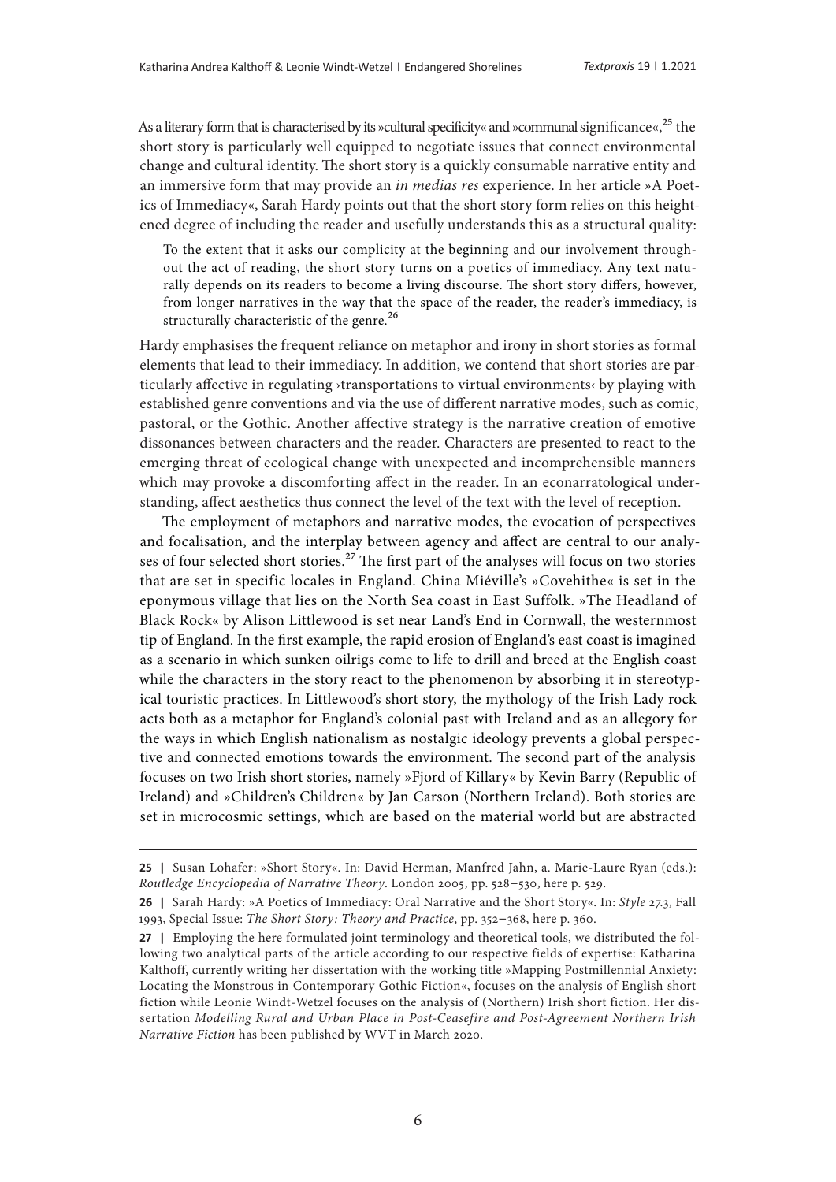As a literary form that is characterised by its »cultural specificity« and »communal significance«,[25] the short story is particularly well equipped to negotiate issues that connect environmental change and cultural identity. The short story is a quickly consumable narrative entity and an immersive form that may provide an *in medias res* experience. In her article »A Poetics of Immediacy«, Sarah Hardy points out that the short story form relies on this heightened degree of including the reader and usefully understands this as a structural quality:

> To the extent that it asks our complicity at the beginning and our involvement throughout the act of reading, the short story turns on a poetics of immediacy. Any text naturally depends on its readers to become a living discourse. The short story differs, however, from longer narratives in the way that the space of the reader, the reader's immediacy, is structurally characteristic of the genre.[26]

Hardy emphasises the frequent reliance on metaphor and irony in short stories as formal elements that lead to their immediacy. In addition, we contend that short stories are particularly affective in regulating ›transportations to virtual environments‹ by playing with established genre conventions and via the use of different narrative modes, such as comic, pastoral, or the Gothic. Another affective strategy is the narrative creation of emotive dissonances between characters and the reader. Characters are presented to react to the emerging threat of ecological change with unexpected and incomprehensible manners which may provoke a discomforting affect in the reader. In an econarratological understanding, affect aesthetics thus connect the level of the text with the level of reception.

The employment of metaphors and narrative modes, the evocation of perspectives and focalisation, and the interplay between agency and affect are central to our analyses of four selected short stories.[27] The first part of the analyses will focus on two stories that are set in specific locales in England. China Miéville's »Covehithe« is set in the eponymous village that lies on the North Sea coast in East Suffolk. »The Headland of Black Rock« by Alison Littlewood is set near Land's End in Cornwall, the westernmost tip of England. In the first example, the rapid erosion of England's east coast is imagined as a scenario in which sunken oilrigs come to life to drill and breed at the English coast while the characters in the story react to the phenomenon by absorbing it in stereotypical touristic practices. In Littlewood's short story, the mythology of the Irish Lady rock acts both as a metaphor for England's colonial past with Ireland and as an allegory for the ways in which English nationalism as nostalgic ideology prevents a global perspective and connected emotions towards the environment. The second part of the analysis focuses on two Irish short stories, namely »Fjord of Killary« by Kevin Barry (Republic of Ireland) and »Children's Children« by Jan Carson (Northern Ireland). Both stories are set in microcosmic settings, which are based on the material world but are abstracted

---

**25 |** Susan Lohafer: »Short Story«. In: David Herman, Manfred Jahn, a. Marie-Laure Ryan (eds.): *Routledge Encyclopedia of Narrative Theory*. London 2005, pp. 528–530, here p. 529.

**26 |** Sarah Hardy: »A Poetics of Immediacy: Oral Narrative and the Short Story«. In: *Style* 27.3, Fall 1993, Special Issue: *The Short Story: Theory and Practice*, pp. 352–368, here p. 360.

**27 |** Employing the here formulated joint terminology and theoretical tools, we distributed the following two analytical parts of the article according to our respective fields of expertise: Katharina Kalthoff, currently writing her dissertation with the working title »Mapping Postmillennial Anxiety: Locating the Monstrous in Contemporary Gothic Fiction«, focuses on the analysis of English short fiction while Leonie Windt-Wetzel focuses on the analysis of (Northern) Irish short fiction. Her dissertation *Modelling Rural and Urban Place in Post-Ceasefire and Post-Agreement Northern Irish Narrative Fiction* has been published by WVT in March 2020.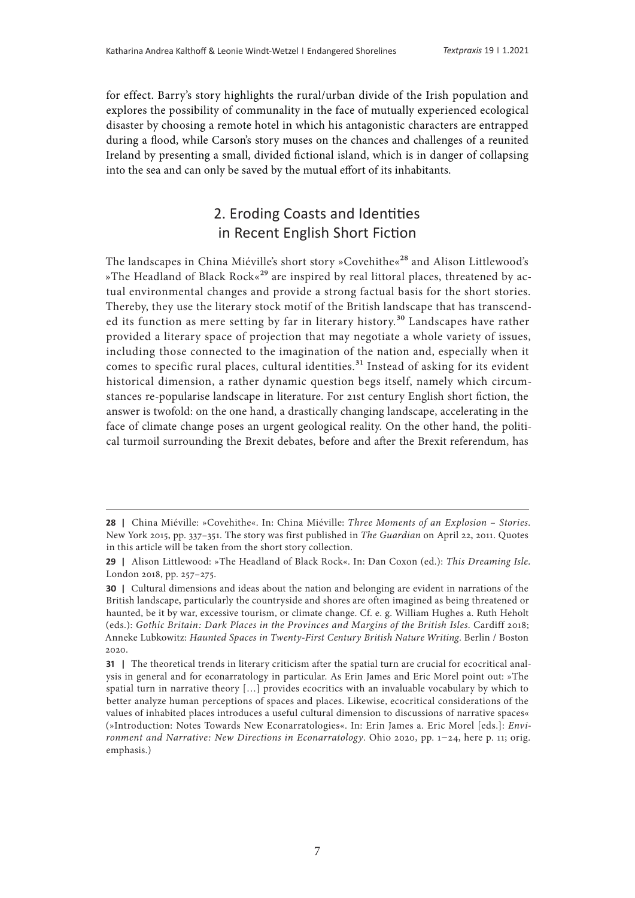for effect. Barry's story highlights the rural/urban divide of the Irish population and explores the possibility of communality in the face of mutually experienced ecological disaster by choosing a remote hotel in which his antagonistic characters are entrapped during a flood, while Carson's story muses on the chances and challenges of a reunited Ireland by presenting a small, divided fictional island, which is in danger of collapsing into the sea and can only be saved by the mutual effort of its inhabitants.

## 2. Eroding Coasts and Identities in Recent English Short Fiction

The landscapes in China Miéville's short story »Covehithe«[28] and Alison Littlewood's »The Headland of Black Rock«[29] are inspired by real littoral places, threatened by actual environmental changes and provide a strong factual basis for the short stories. Thereby, they use the literary stock motif of the British landscape that has transcended its function as mere setting by far in literary history.[30] Landscapes have rather provided a literary space of projection that may negotiate a whole variety of issues, including those connected to the imagination of the nation and, especially when it comes to specific rural places, cultural identities.[31] Instead of asking for its evident historical dimension, a rather dynamic question begs itself, namely which circumstances re-popularise landscape in literature. For 21st century English short fiction, the answer is twofold: on the one hand, a drastically changing landscape, accelerating in the face of climate change poses an urgent geological reality. On the other hand, the political turmoil surrounding the Brexit debates, before and after the Brexit referendum, has

---

**28 |** China Miéville: »Covehithe«. In: China Miéville: *Three Moments of an Explosion – Stories*. New York 2015, pp. 337–351. The story was first published in *The Guardian* on April 22, 2011. Quotes in this article will be taken from the short story collection.

**29 |** Alison Littlewood: »The Headland of Black Rock«. In: Dan Coxon (ed.): *This Dreaming Isle*. London 2018, pp. 257–275.

**30 |** Cultural dimensions and ideas about the nation and belonging are evident in narrations of the British landscape, particularly the countryside and shores are often imagined as being threatened or haunted, be it by war, excessive tourism, or climate change. Cf. e. g. William Hughes a. Ruth Heholt (eds.): *Gothic Britain: Dark Places in the Provinces and Margins of the British Isles*. Cardiff 2018; Anneke Lubkowitz: *Haunted Spaces in Twenty-First Century British Nature Writing*. Berlin / Boston 2020.

**31 |** The theoretical trends in literary criticism after the spatial turn are crucial for ecocritical analysis in general and for econarratology in particular. As Erin James and Eric Morel point out: »The spatial turn in narrative theory […] provides ecocritics with an invaluable vocabulary by which to better analyze human perceptions of spaces and places. Likewise, ecocritical considerations of the values of inhabited places introduces a useful cultural dimension to discussions of narrative spaces« (»Introduction: Notes Towards New Econarratologies«. In: Erin James a. Eric Morel [eds.]: *Environment and Narrative: New Directions in Econarratology*. Ohio 2020, pp. 1–24, here p. 11; orig. emphasis.)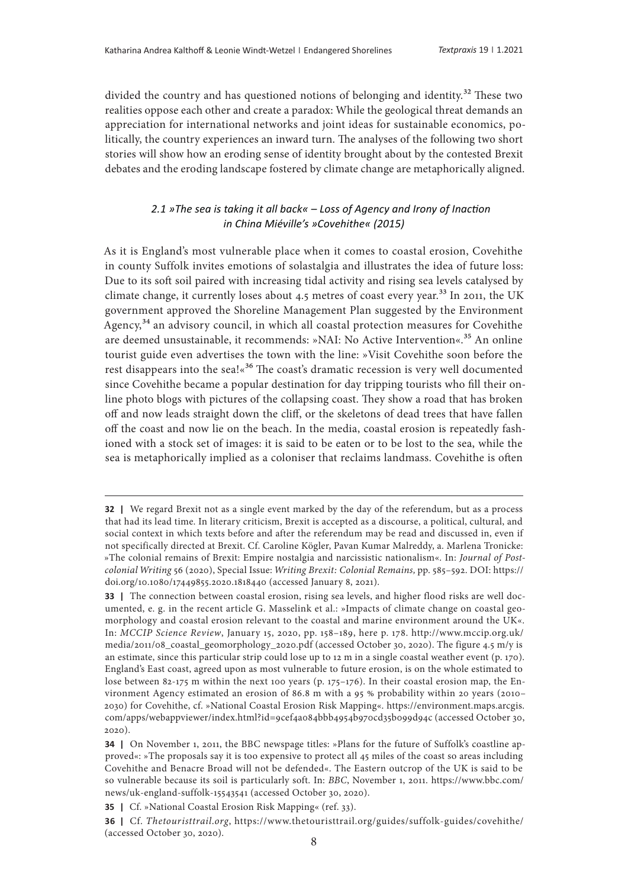divided the country and has questioned notions of belonging and identity.[32] These two realities oppose each other and create a paradox: While the geological threat demands an appreciation for international networks and joint ideas for sustainable economics, politically, the country experiences an inward turn. The analyses of the following two short stories will show how an eroding sense of identity brought about by the contested Brexit debates and the eroding landscape fostered by climate change are metaphorically aligned.

### *2.1 »The sea is taking it all back« – Loss of Agency and Irony of Inaction in China Miéville's »Covehithe« (2015)*

As it is England's most vulnerable place when it comes to coastal erosion, Covehithe in county Suffolk invites emotions of solastalgia and illustrates the idea of future loss: Due to its soft soil paired with increasing tidal activity and rising sea levels catalysed by climate change, it currently loses about 4.5 metres of coast every year.[33] In 2011, the UK government approved the Shoreline Management Plan suggested by the Environment Agency,[34] an advisory council, in which all coastal protection measures for Covehithe are deemed unsustainable, it recommends: »NAI: No Active Intervention«.[35] An online tourist guide even advertises the town with the line: »Visit Covehithe soon before the rest disappears into the sea!«[36] The coast's dramatic recession is very well documented since Covehithe became a popular destination for day tripping tourists who fill their online photo blogs with pictures of the collapsing coast. They show a road that has broken off and now leads straight down the cliff, or the skeletons of dead trees that have fallen off the coast and now lie on the beach. In the media, coastal erosion is repeatedly fashioned with a stock set of images: it is said to be eaten or to be lost to the sea, while the sea is metaphorically implied as a coloniser that reclaims landmass. Covehithe is often

---

**32 |** We regard Brexit not as a single event marked by the day of the referendum, but as a process that had its lead time. In literary criticism, Brexit is accepted as a discourse, a political, cultural, and social context in which texts before and after the referendum may be read and discussed in, even if not specifically directed at Brexit. Cf. Caroline Kögler, Pavan Kumar Malreddy, a. Marlena Tronicke: »The colonial remains of Brexit: Empire nostalgia and narcissistic nationalism«. In: *Journal of Postcolonial Writing* 56 (2020), Special Issue: *Writing Brexit: Colonial Remains,* pp. 585–592. DOI: https://doi.org/10.1080/17449855.2020.1818440 (accessed January 8, 2021).

**33 |** The connection between coastal erosion, rising sea levels, and higher flood risks are well documented, e. g. in the recent article G. Masselink et al.: »Impacts of climate change on coastal geomorphology and coastal erosion relevant to the coastal and marine environment around the UK«. In: *MCCIP Science Review*, January 15, 2020, pp. 158–189, here p. 178. http://www.mccip.org.uk/media/2011/08_coastal_geomorphology_2020.pdf (accessed October 30, 2020). The figure 4.5 m/y is an estimate, since this particular strip could lose up to 12 m in a single coastal weather event (p. 170). England's East coast, agreed upon as most vulnerable to future erosion, is on the whole estimated to lose between 82-175 m within the next 100 years (p. 175–176). In their coastal erosion map, the Environment Agency estimated an erosion of 86.8 m with a 95 % probability within 20 years (2010–2030) for Covehithe, cf. »National Coastal Erosion Risk Mapping«. https://environment.maps.arcgis.com/apps/webappviewer/index.html?id=9cef4a084bbb4954b970cd35b099d94c (accessed October 30, 2020).

**34 |** On November 1, 2011, the BBC newspage titles: »Plans for the future of Suffolk's coastline approved«: »The proposals say it is too expensive to protect all 45 miles of the coast so areas including Covehithe and Benacre Broad will not be defended«. The Eastern outcrop of the UK is said to be so vulnerable because its soil is particularly soft. In: *BBC*, November 1, 2011. https://www.bbc.com/news/uk-england-suffolk-15543541 (accessed October 30, 2020).

**35 |** Cf. »National Coastal Erosion Risk Mapping« (ref. 33).

**36 |** Cf. *Thetouristtrail.org*, https://www.thetouristtrail.org/guides/suffolk-guides/covehithe/ (accessed October 30, 2020).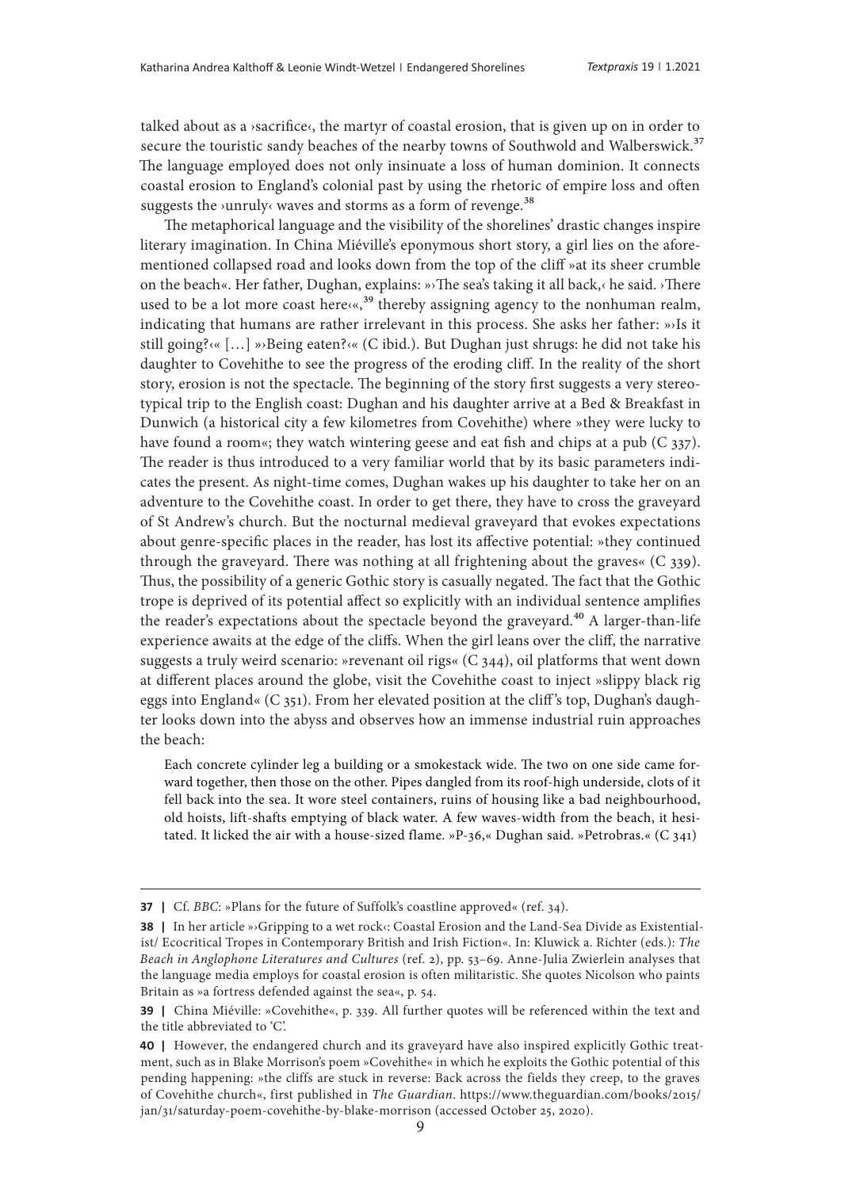talked about as a ›sacrifice‹, the martyr of coastal erosion, that is given up on in order to secure the touristic sandy beaches of the nearby towns of Southwold and Walberswick.[37] The language employed does not only insinuate a loss of human dominion. It connects coastal erosion to England's colonial past by using the rhetoric of empire loss and often suggests the ›unruly‹ waves and storms as a form of revenge.[38]

The metaphorical language and the visibility of the shorelines' drastic changes inspire literary imagination. In China Miéville's eponymous short story, a girl lies on the aforementioned collapsed road and looks down from the top of the cliff »at its sheer crumble on the beach«. Her father, Dughan, explains: »›The sea's taking it all back,‹ he said. ›There used to be a lot more coast here‹«,[39] thereby assigning agency to the nonhuman realm, indicating that humans are rather irrelevant in this process. She asks her father: »›Is it still going?‹« […] »›Being eaten?‹« (C ibid.). But Dughan just shrugs: he did not take his daughter to Covehithe to see the progress of the eroding cliff. In the reality of the short story, erosion is not the spectacle. The beginning of the story first suggests a very stereotypical trip to the English coast: Dughan and his daughter arrive at a Bed & Breakfast in Dunwich (a historical city a few kilometres from Covehithe) where »they were lucky to have found a room«; they watch wintering geese and eat fish and chips at a pub (C 337). The reader is thus introduced to a very familiar world that by its basic parameters indicates the present. As night-time comes, Dughan wakes up his daughter to take her on an adventure to the Covehithe coast. In order to get there, they have to cross the graveyard of St Andrew's church. But the nocturnal medieval graveyard that evokes expectations about genre-specific places in the reader, has lost its affective potential: »they continued through the graveyard. There was nothing at all frightening about the graves« (C 339). Thus, the possibility of a generic Gothic story is casually negated. The fact that the Gothic trope is deprived of its potential affect so explicitly with an individual sentence amplifies the reader's expectations about the spectacle beyond the graveyard.[40] A larger-than-life experience awaits at the edge of the cliffs. When the girl leans over the cliff, the narrative suggests a truly weird scenario: »revenant oil rigs« (C 344), oil platforms that went down at different places around the globe, visit the Covehithe coast to inject »slippy black rig eggs into England« (C 351). From her elevated position at the cliff's top, Dughan's daughter looks down into the abyss and observes how an immense industrial ruin approaches the beach:

> Each concrete cylinder leg a building or a smokestack wide. The two on one side came forward together, then those on the other. Pipes dangled from its roof-high underside, clots of it fell back into the sea. It wore steel containers, ruins of housing like a bad neighbourhood, old hoists, lift-shafts emptying of black water. A few waves-width from the beach, it hesitated. It licked the air with a house-sized flame. »P-36,« Dughan said. »Petrobras.« (C 341)

---

**37 |** Cf. *BBC*: »Plans for the future of Suffolk's coastline approved« (ref. 34).

**38 |** In her article »›Gripping to a wet rock‹: Coastal Erosion and the Land-Sea Divide as Existentialist/ Ecocritical Tropes in Contemporary British and Irish Fiction«. In: Kluwick a. Richter (eds.): *The Beach in Anglophone Literatures and Cultures* (ref. 2), pp. 53–69. Anne-Julia Zwierlein analyses that the language media employs for coastal erosion is often militaristic. She quotes Nicolson who paints Britain as »a fortress defended against the sea«, p. 54.

**39 |** China Miéville: »Covehithe«, p. 339. All further quotes will be referenced within the text and the title abbreviated to 'C'.

**40 |** However, the endangered church and its graveyard have also inspired explicitly Gothic treatment, such as in Blake Morrison's poem »Covehithe« in which he exploits the Gothic potential of this pending happening: »the cliffs are stuck in reverse: Back across the fields they creep, to the graves of Covehithe church«, first published in *The Guardian*. https://www.theguardian.com/books/2015/jan/31/saturday-poem-covehithe-by-blake-morrison (accessed October 25, 2020).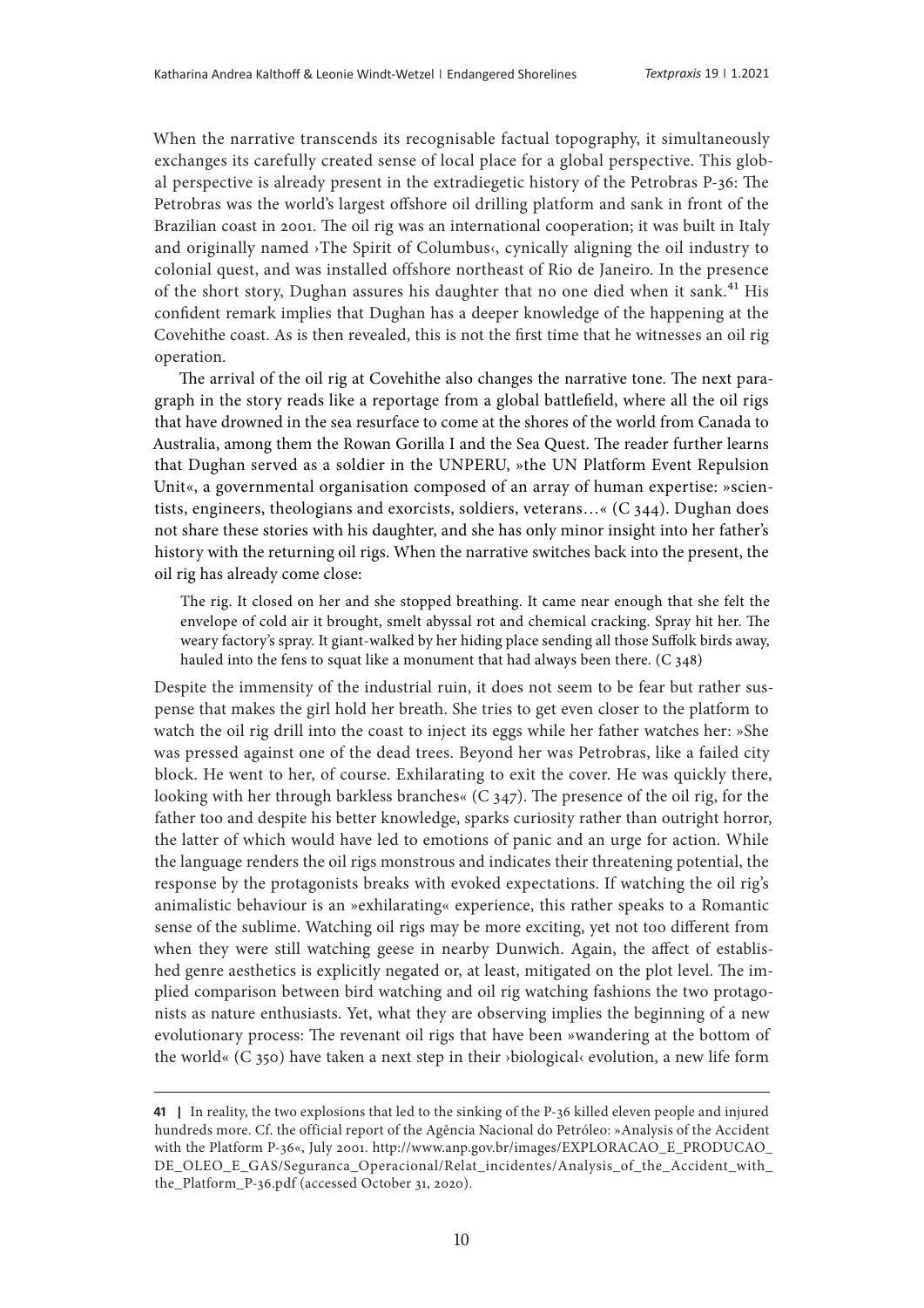When the narrative transcends its recognisable factual topography, it simultaneously exchanges its carefully created sense of local place for a global perspective. This global perspective is already present in the extradiegetic history of the Petrobras P-36: The Petrobras was the world's largest offshore oil drilling platform and sank in front of the Brazilian coast in 2001. The oil rig was an international cooperation; it was built in Italy and originally named ›The Spirit of Columbus‹, cynically aligning the oil industry to colonial quest, and was installed offshore northeast of Rio de Janeiro. In the presence of the short story, Dughan assures his daughter that no one died when it sank.[41] His confident remark implies that Dughan has a deeper knowledge of the happening at the Covehithe coast. As is then revealed, this is not the first time that he witnesses an oil rig operation.

The arrival of the oil rig at Covehithe also changes the narrative tone. The next paragraph in the story reads like a reportage from a global battlefield, where all the oil rigs that have drowned in the sea resurface to come at the shores of the world from Canada to Australia, among them the Rowan Gorilla I and the Sea Quest. The reader further learns that Dughan served as a soldier in the UNPERU, »the UN Platform Event Repulsion Unit«, a governmental organisation composed of an array of human expertise: »scientists, engineers, theologians and exorcists, soldiers, veterans…« (C 344). Dughan does not share these stories with his daughter, and she has only minor insight into her father's history with the returning oil rigs. When the narrative switches back into the present, the oil rig has already come close:

> The rig. It closed on her and she stopped breathing. It came near enough that she felt the envelope of cold air it brought, smelt abyssal rot and chemical cracking. Spray hit her. The weary factory's spray. It giant-walked by her hiding place sending all those Suffolk birds away, hauled into the fens to squat like a monument that had always been there. (C 348)

Despite the immensity of the industrial ruin, it does not seem to be fear but rather suspense that makes the girl hold her breath. She tries to get even closer to the platform to watch the oil rig drill into the coast to inject its eggs while her father watches her: »She was pressed against one of the dead trees. Beyond her was Petrobras, like a failed city block. He went to her, of course. Exhilarating to exit the cover. He was quickly there, looking with her through barkless branches« (C 347). The presence of the oil rig, for the father too and despite his better knowledge, sparks curiosity rather than outright horror, the latter of which would have led to emotions of panic and an urge for action. While the language renders the oil rigs monstrous and indicates their threatening potential, the response by the protagonists breaks with evoked expectations. If watching the oil rig's animalistic behaviour is an »exhilarating« experience, this rather speaks to a Romantic sense of the sublime. Watching oil rigs may be more exciting, yet not too different from when they were still watching geese in nearby Dunwich. Again, the affect of established genre aesthetics is explicitly negated or, at least, mitigated on the plot level. The implied comparison between bird watching and oil rig watching fashions the two protagonists as nature enthusiasts. Yet, what they are observing implies the beginning of a new evolutionary process: The revenant oil rigs that have been »wandering at the bottom of the world« (C 350) have taken a next step in their ›biological‹ evolution, a new life form

---

**41 |** In reality, the two explosions that led to the sinking of the P-36 killed eleven people and injured hundreds more. Cf. the official report of the Agência Nacional do Petróleo: »Analysis of the Accident with the Platform P-36«, July 2001. http://www.anp.gov.br/images/EXPLORACAO_E_PRODUCAO_DE_OLEO_E_GAS/Seguranca_Operacional/Relat_incidentes/Analysis_of_the_Accident_with_the_Platform_P-36.pdf (accessed October 31, 2020).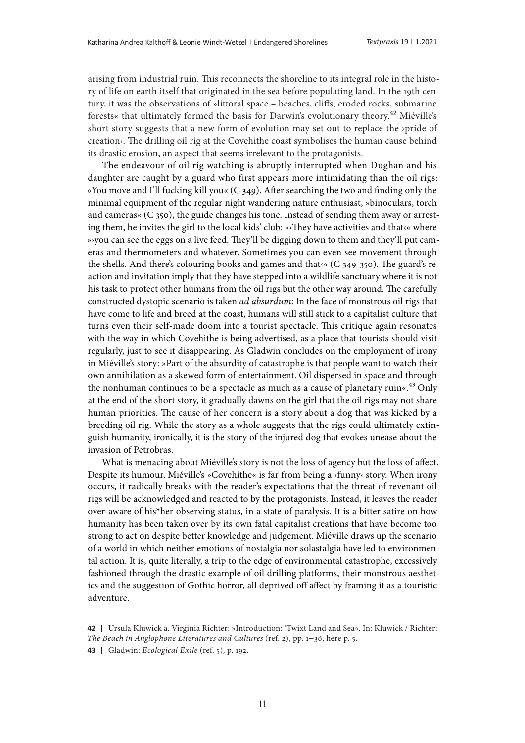arising from industrial ruin. This reconnects the shoreline to its integral role in the history of life on earth itself that originated in the sea before populating land. In the 19th century, it was the observations of »littoral space – beaches, cliffs, eroded rocks, submarine forests« that ultimately formed the basis for Darwin's evolutionary theory.[42] Miéville's short story suggests that a new form of evolution may set out to replace the ›pride of creation‹. The drilling oil rig at the Covehithe coast symbolises the human cause behind its drastic erosion, an aspect that seems irrelevant to the protagonists.

The endeavour of oil rig watching is abruptly interrupted when Dughan and his daughter are caught by a guard who first appears more intimidating than the oil rigs: »You move and I'll fucking kill you« (C 349). After searching the two and finding only the minimal equipment of the regular night wandering nature enthusiast, »binoculars, torch and cameras« (C 350), the guide changes his tone. Instead of sending them away or arresting them, he invites the girl to the local kids' club: »›They have activities and that‹« where »›you can see the eggs on a live feed. They'll be digging down to them and they'll put cameras and thermometers and whatever. Sometimes you can even see movement through the shells. And there's colouring books and games and that‹« (C 349-350). The guard's reaction and invitation imply that they have stepped into a wildlife sanctuary where it is not his task to protect other humans from the oil rigs but the other way around. The carefully constructed dystopic scenario is taken *ad absurdum*: In the face of monstrous oil rigs that have come to life and breed at the coast, humans will still stick to a capitalist culture that turns even their self-made doom into a tourist spectacle. This critique again resonates with the way in which Covehithe is being advertised, as a place that tourists should visit regularly, just to see it disappearing. As Gladwin concludes on the employment of irony in Miéville's story: »Part of the absurdity of catastrophe is that people want to watch their own annihilation as a skewed form of entertainment. Oil dispersed in space and through the nonhuman continues to be a spectacle as much as a cause of planetary ruin«.[43] Only at the end of the short story, it gradually dawns on the girl that the oil rigs may not share human priorities. The cause of her concern is a story about a dog that was kicked by a breeding oil rig. While the story as a whole suggests that the rigs could ultimately extinguish humanity, ironically, it is the story of the injured dog that evokes unease about the invasion of Petrobras.

What is menacing about Miéville's story is not the loss of agency but the loss of affect. Despite its humour, Miéville's »Covehithe« is far from being a ›funny‹ story. When irony occurs, it radically breaks with the reader's expectations that the threat of revenant oil rigs will be acknowledged and reacted to by the protagonists. Instead, it leaves the reader over-aware of his*her observing status, in a state of paralysis. It is a bitter satire on how humanity has been taken over by its own fatal capitalist creations that have become too strong to act on despite better knowledge and judgement. Miéville draws up the scenario of a world in which neither emotions of nostalgia nor solastalgia have led to environmental action. It is, quite literally, a trip to the edge of environmental catastrophe, excessively fashioned through the drastic example of oil drilling platforms, their monstrous aesthetics and the suggestion of Gothic horror, all deprived off affect by framing it as a touristic adventure.

---

**42 |** Ursula Kluwick a. Virginia Richter: »Introduction: 'Twixt Land and Sea«. In: Kluwick / Richter: *The Beach in Anglophone Literatures and Cultures* (ref. 2), pp. 1–36, here p. 5.

**43 |** Gladwin: *Ecological Exile* (ref. 5), p. 192.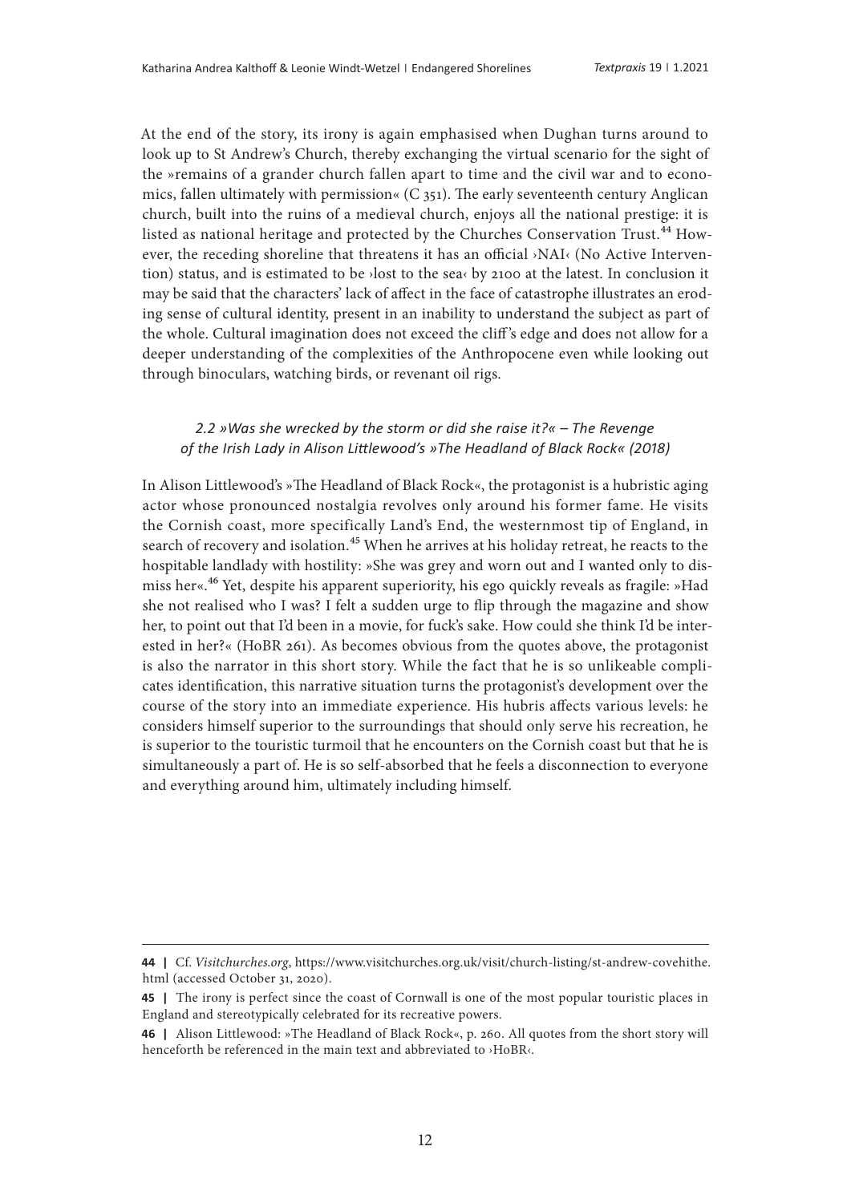At the end of the story, its irony is again emphasised when Dughan turns around to look up to St Andrew's Church, thereby exchanging the virtual scenario for the sight of the »remains of a grander church fallen apart to time and the civil war and to economics, fallen ultimately with permission« (C 351). The early seventeenth century Anglican church, built into the ruins of a medieval church, enjoys all the national prestige: it is listed as national heritage and protected by the Churches Conservation Trust.[44] However, the receding shoreline that threatens it has an official ›NAI‹ (No Active Intervention) status, and is estimated to be ›lost to the sea‹ by 2100 at the latest. In conclusion it may be said that the characters' lack of affect in the face of catastrophe illustrates an eroding sense of cultural identity, present in an inability to understand the subject as part of the whole. Cultural imagination does not exceed the cliff's edge and does not allow for a deeper understanding of the complexities of the Anthropocene even while looking out through binoculars, watching birds, or revenant oil rigs.

### *2.2 »Was she wrecked by the storm or did she raise it?« – The Revenge of the Irish Lady in Alison Littlewood's »The Headland of Black Rock« (2018)*

In Alison Littlewood's »The Headland of Black Rock«, the protagonist is a hubristic aging actor whose pronounced nostalgia revolves only around his former fame. He visits the Cornish coast, more specifically Land's End, the westernmost tip of England, in search of recovery and isolation.[45] When he arrives at his holiday retreat, he reacts to the hospitable landlady with hostility: »She was grey and worn out and I wanted only to dismiss her«.[46] Yet, despite his apparent superiority, his ego quickly reveals as fragile: »Had she not realised who I was? I felt a sudden urge to flip through the magazine and show her, to point out that I'd been in a movie, for fuck's sake. How could she think I'd be interested in her?« (HoBR 261). As becomes obvious from the quotes above, the protagonist is also the narrator in this short story. While the fact that he is so unlikeable complicates identification, this narrative situation turns the protagonist's development over the course of the story into an immediate experience. His hubris affects various levels: he considers himself superior to the surroundings that should only serve his recreation, he is superior to the touristic turmoil that he encounters on the Cornish coast but that he is simultaneously a part of. He is so self-absorbed that he feels a disconnection to everyone and everything around him, ultimately including himself.

---

**44 |** Cf. *Visitchurches.org*, https://www.visitchurches.org.uk/visit/church-listing/st-andrew-covehithe.html (accessed October 31, 2020).

**45 |** The irony is perfect since the coast of Cornwall is one of the most popular touristic places in England and stereotypically celebrated for its recreative powers.

**46 |** Alison Littlewood: »The Headland of Black Rock«, p. 260. All quotes from the short story will henceforth be referenced in the main text and abbreviated to ›HoBR‹.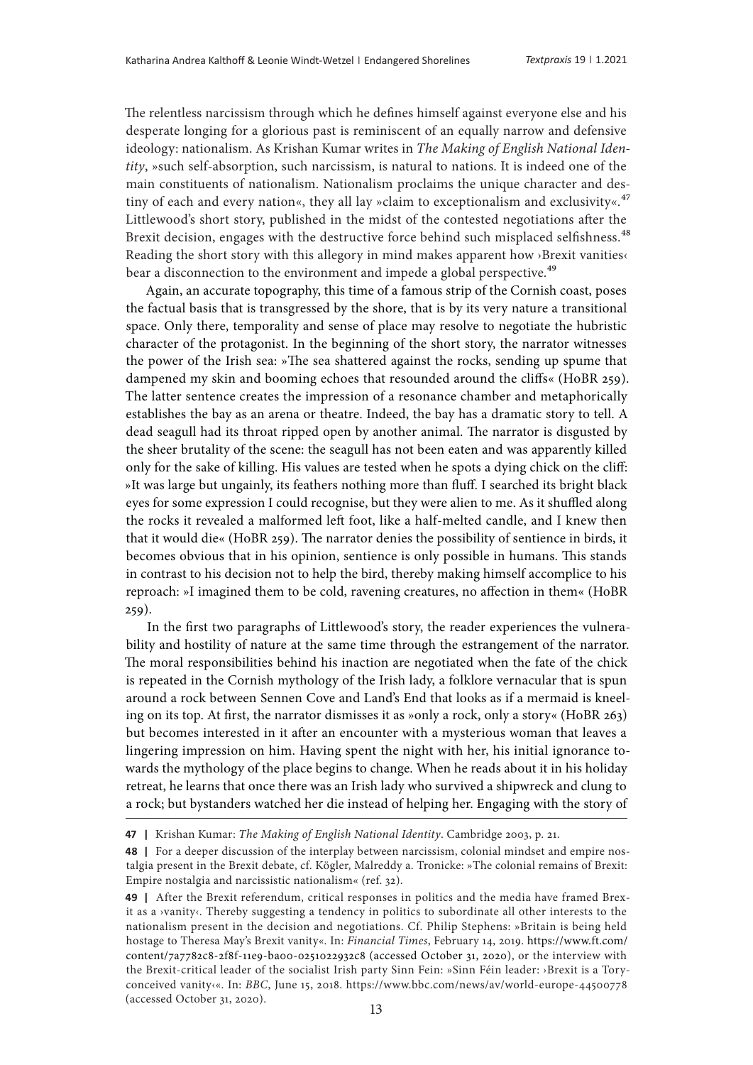The relentless narcissism through which he defines himself against everyone else and his desperate longing for a glorious past is reminiscent of an equally narrow and defensive ideology: nationalism. As Krishan Kumar writes in *The Making of English National Identity*, »such self-absorption, such narcissism, is natural to nations. It is indeed one of the main constituents of nationalism. Nationalism proclaims the unique character and destiny of each and every nation«, they all lay »claim to exceptionalism and exclusivity«.[47] Littlewood's short story, published in the midst of the contested negotiations after the Brexit decision, engages with the destructive force behind such misplaced selfishness.[48] Reading the short story with this allegory in mind makes apparent how ›Brexit vanities‹ bear a disconnection to the environment and impede a global perspective.[49]

Again, an accurate topography, this time of a famous strip of the Cornish coast, poses the factual basis that is transgressed by the shore, that is by its very nature a transitional space. Only there, temporality and sense of place may resolve to negotiate the hubristic character of the protagonist. In the beginning of the short story, the narrator witnesses the power of the Irish sea: »The sea shattered against the rocks, sending up spume that dampened my skin and booming echoes that resounded around the cliffs« (HoBR 259). The latter sentence creates the impression of a resonance chamber and metaphorically establishes the bay as an arena or theatre. Indeed, the bay has a dramatic story to tell. A dead seagull had its throat ripped open by another animal. The narrator is disgusted by the sheer brutality of the scene: the seagull has not been eaten and was apparently killed only for the sake of killing. His values are tested when he spots a dying chick on the cliff: »It was large but ungainly, its feathers nothing more than fluff. I searched its bright black eyes for some expression I could recognise, but they were alien to me. As it shuffled along the rocks it revealed a malformed left foot, like a half-melted candle, and I knew then that it would die« (HoBR 259). The narrator denies the possibility of sentience in birds, it becomes obvious that in his opinion, sentience is only possible in humans. This stands in contrast to his decision not to help the bird, thereby making himself accomplice to his reproach: »I imagined them to be cold, ravening creatures, no affection in them« (HoBR 259).

In the first two paragraphs of Littlewood's story, the reader experiences the vulnerability and hostility of nature at the same time through the estrangement of the narrator. The moral responsibilities behind his inaction are negotiated when the fate of the chick is repeated in the Cornish mythology of the Irish lady, a folklore vernacular that is spun around a rock between Sennen Cove and Land's End that looks as if a mermaid is kneeling on its top. At first, the narrator dismisses it as »only a rock, only a story« (HoBR 263) but becomes interested in it after an encounter with a mysterious woman that leaves a lingering impression on him. Having spent the night with her, his initial ignorance towards the mythology of the place begins to change. When he reads about it in his holiday retreat, he learns that once there was an Irish lady who survived a shipwreck and clung to a rock; but bystanders watched her die instead of helping her. Engaging with the story of

---

**47 |** Krishan Kumar: *The Making of English National Identity*. Cambridge 2003, p. 21.

**48 |** For a deeper discussion of the interplay between narcissism, colonial mindset and empire nostalgia present in the Brexit debate, cf. Kögler, Malreddy a. Tronicke: »The colonial remains of Brexit: Empire nostalgia and narcissistic nationalism« (ref. 32).

**49 |** After the Brexit referendum, critical responses in politics and the media have framed Brexit as a ›vanity‹. Thereby suggesting a tendency in politics to subordinate all other interests to the nationalism present in the decision and negotiations. Cf. Philip Stephens: »Britain is being held hostage to Theresa May's Brexit vanity«. In: *Financial Times*, February 14, 2019. https://www.ft.com/content/7a7782c8-2f8f-11e9-ba00-0251022932c8 (accessed October 31, 2020), or the interview with the Brexit-critical leader of the socialist Irish party Sinn Fein: »Sinn Féin leader: ›Brexit is a Tory-conceived vanity‹«. In: *BBC*, June 15, 2018. https://www.bbc.com/news/av/world-europe-44500778 (accessed October 31, 2020).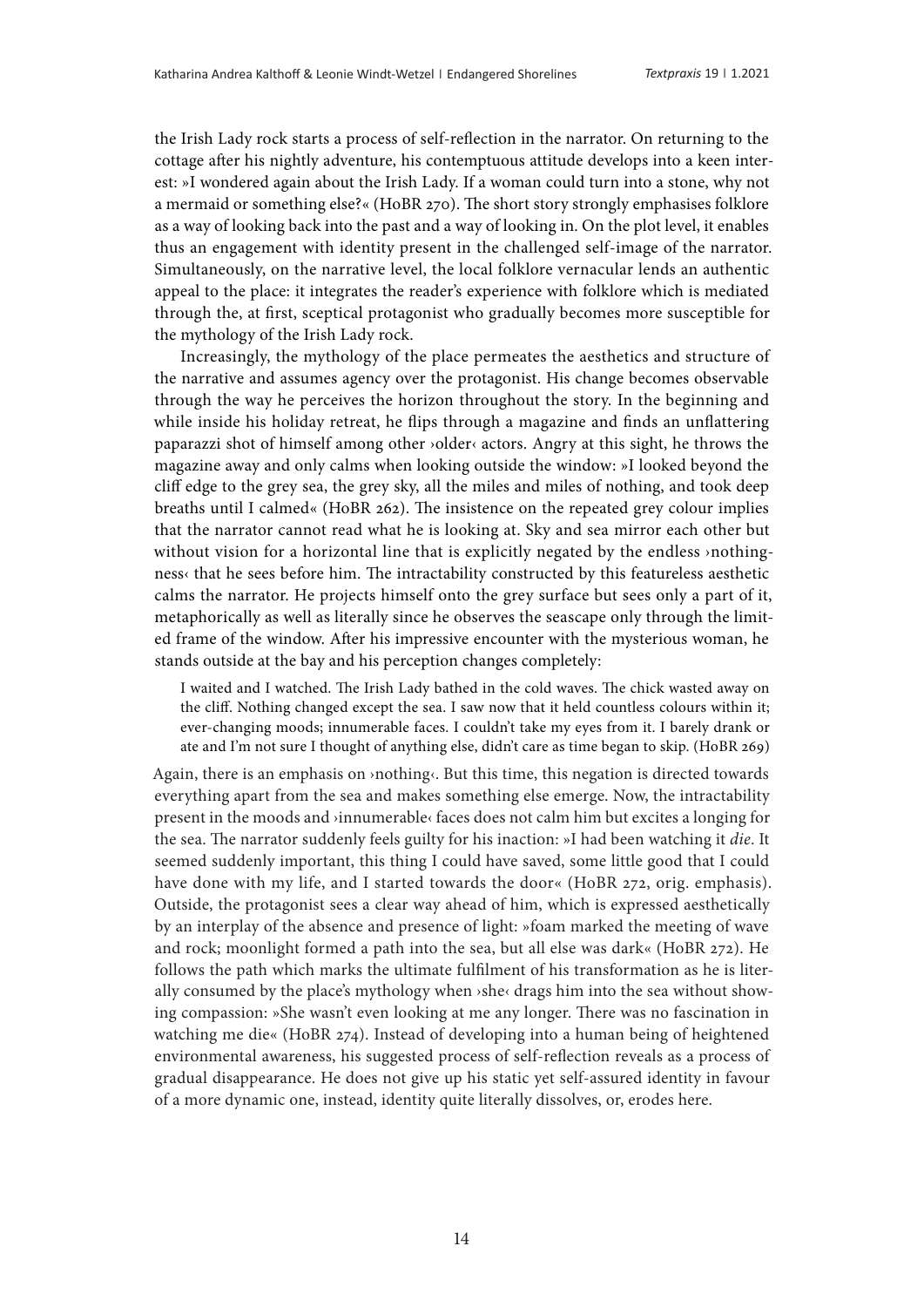the Irish Lady rock starts a process of self-reflection in the narrator. On returning to the cottage after his nightly adventure, his contemptuous attitude develops into a keen interest: »I wondered again about the Irish Lady. If a woman could turn into a stone, why not a mermaid or something else?« (HoBR 270). The short story strongly emphasises folklore as a way of looking back into the past and a way of looking in. On the plot level, it enables thus an engagement with identity present in the challenged self-image of the narrator. Simultaneously, on the narrative level, the local folklore vernacular lends an authentic appeal to the place: it integrates the reader's experience with folklore which is mediated through the, at first, sceptical protagonist who gradually becomes more susceptible for the mythology of the Irish Lady rock.

Increasingly, the mythology of the place permeates the aesthetics and structure of the narrative and assumes agency over the protagonist. His change becomes observable through the way he perceives the horizon throughout the story. In the beginning and while inside his holiday retreat, he flips through a magazine and finds an unflattering paparazzi shot of himself among other ›older‹ actors. Angry at this sight, he throws the magazine away and only calms when looking outside the window: »I looked beyond the cliff edge to the grey sea, the grey sky, all the miles and miles of nothing, and took deep breaths until I calmed« (HoBR 262). The insistence on the repeated grey colour implies that the narrator cannot read what he is looking at. Sky and sea mirror each other but without vision for a horizontal line that is explicitly negated by the endless ›nothingness‹ that he sees before him. The intractability constructed by this featureless aesthetic calms the narrator. He projects himself onto the grey surface but sees only a part of it, metaphorically as well as literally since he observes the seascape only through the limited frame of the window. After his impressive encounter with the mysterious woman, he stands outside at the bay and his perception changes completely:

> I waited and I watched. The Irish Lady bathed in the cold waves. The chick wasted away on the cliff. Nothing changed except the sea. I saw now that it held countless colours within it; ever-changing moods; innumerable faces. I couldn't take my eyes from it. I barely drank or ate and I'm not sure I thought of anything else, didn't care as time began to skip. (HoBR 269)

Again, there is an emphasis on ›nothing‹. But this time, this negation is directed towards everything apart from the sea and makes something else emerge. Now, the intractability present in the moods and ›innumerable‹ faces does not calm him but excites a longing for the sea. The narrator suddenly feels guilty for his inaction: »I had been watching it *die*. It seemed suddenly important, this thing I could have saved, some little good that I could have done with my life, and I started towards the door« (HoBR 272, orig. emphasis). Outside, the protagonist sees a clear way ahead of him, which is expressed aesthetically by an interplay of the absence and presence of light: »foam marked the meeting of wave and rock; moonlight formed a path into the sea, but all else was dark« (HoBR 272). He follows the path which marks the ultimate fulfilment of his transformation as he is literally consumed by the place's mythology when ›she‹ drags him into the sea without showing compassion: »She wasn't even looking at me any longer. There was no fascination in watching me die« (HoBR 274). Instead of developing into a human being of heightened environmental awareness, his suggested process of self-reflection reveals as a process of gradual disappearance. He does not give up his static yet self-assured identity in favour of a more dynamic one, instead, identity quite literally dissolves, or, erodes here.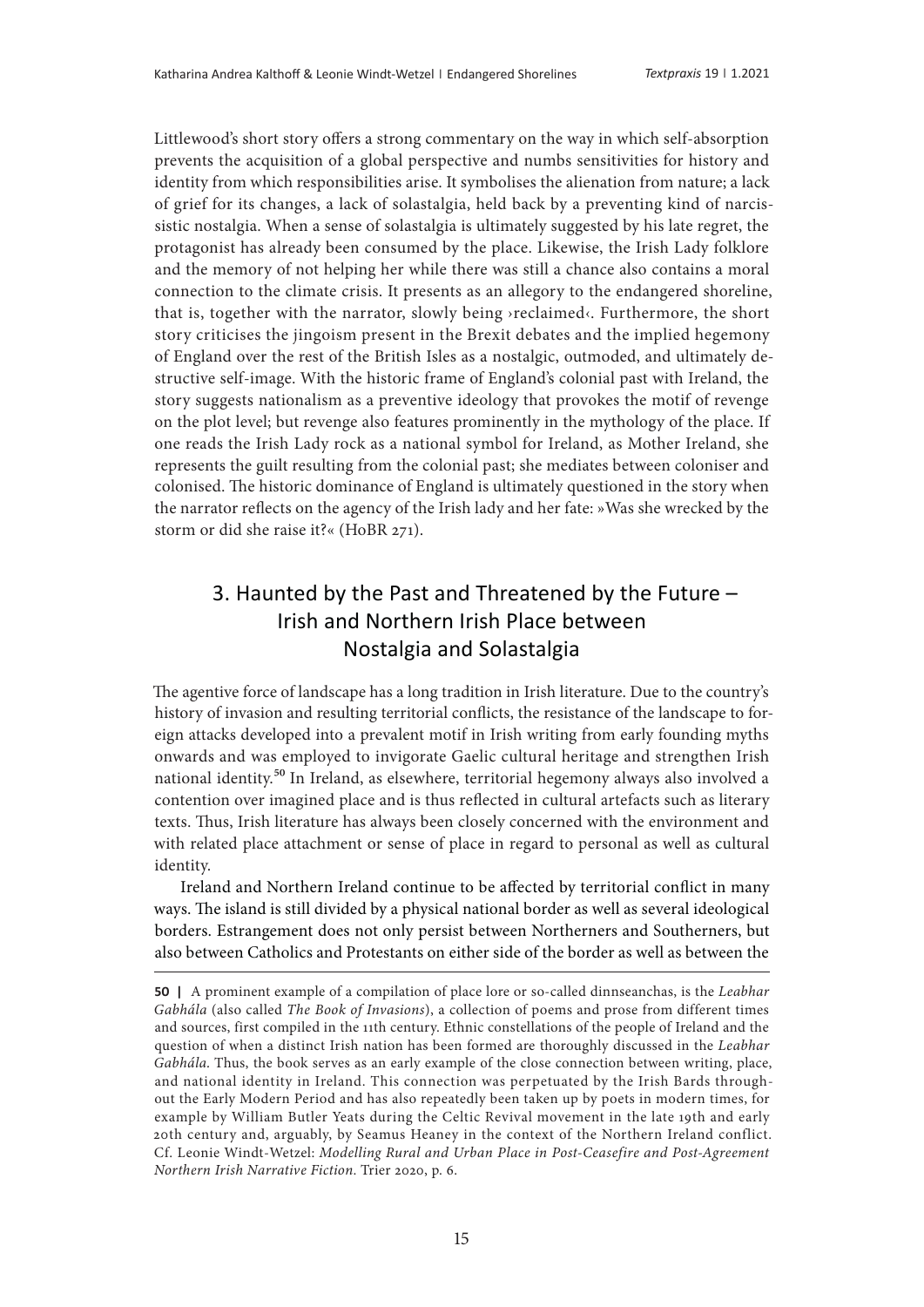Littlewood's short story offers a strong commentary on the way in which self-absorption prevents the acquisition of a global perspective and numbs sensitivities for history and identity from which responsibilities arise. It symbolises the alienation from nature; a lack of grief for its changes, a lack of solastalgia, held back by a preventing kind of narcissistic nostalgia. When a sense of solastalgia is ultimately suggested by his late regret, the protagonist has already been consumed by the place. Likewise, the Irish Lady folklore and the memory of not helping her while there was still a chance also contains a moral connection to the climate crisis. It presents as an allegory to the endangered shoreline, that is, together with the narrator, slowly being ›reclaimed‹. Furthermore, the short story criticises the jingoism present in the Brexit debates and the implied hegemony of England over the rest of the British Isles as a nostalgic, outmoded, and ultimately destructive self-image. With the historic frame of England's colonial past with Ireland, the story suggests nationalism as a preventive ideology that provokes the motif of revenge on the plot level; but revenge also features prominently in the mythology of the place. If one reads the Irish Lady rock as a national symbol for Ireland, as Mother Ireland, she represents the guilt resulting from the colonial past; she mediates between coloniser and colonised. The historic dominance of England is ultimately questioned in the story when the narrator reflects on the agency of the Irish lady and her fate: »Was she wrecked by the storm or did she raise it?« (HoBR 271).

## 3. Haunted by the Past and Threatened by the Future – Irish and Northern Irish Place between Nostalgia and Solastalgia

The agentive force of landscape has a long tradition in Irish literature. Due to the country's history of invasion and resulting territorial conflicts, the resistance of the landscape to foreign attacks developed into a prevalent motif in Irish writing from early founding myths onwards and was employed to invigorate Gaelic cultural heritage and strengthen Irish national identity.[50] In Ireland, as elsewhere, territorial hegemony always also involved a contention over imagined place and is thus reflected in cultural artefacts such as literary texts. Thus, Irish literature has always been closely concerned with the environment and with related place attachment or sense of place in regard to personal as well as cultural identity.

Ireland and Northern Ireland continue to be affected by territorial conflict in many ways. The island is still divided by a physical national border as well as several ideological borders. Estrangement does not only persist between Northerners and Southerners, but also between Catholics and Protestants on either side of the border as well as between the

---

**50 |** A prominent example of a compilation of place lore or so-called dinnseanchas, is the *Leabhar Gabhála* (also called *The Book of Invasions*), a collection of poems and prose from different times and sources, first compiled in the 11th century. Ethnic constellations of the people of Ireland and the question of when a distinct Irish nation has been formed are thoroughly discussed in the *Leabhar Gabhála*. Thus, the book serves as an early example of the close connection between writing, place, and national identity in Ireland. This connection was perpetuated by the Irish Bards throughout the Early Modern Period and has also repeatedly been taken up by poets in modern times, for example by William Butler Yeats during the Celtic Revival movement in the late 19th and early 20th century and, arguably, by Seamus Heaney in the context of the Northern Ireland conflict. Cf. Leonie Windt-Wetzel: *Modelling Rural and Urban Place in Post-Ceasefire and Post-Agreement Northern Irish Narrative Fiction*. Trier 2020, p. 6.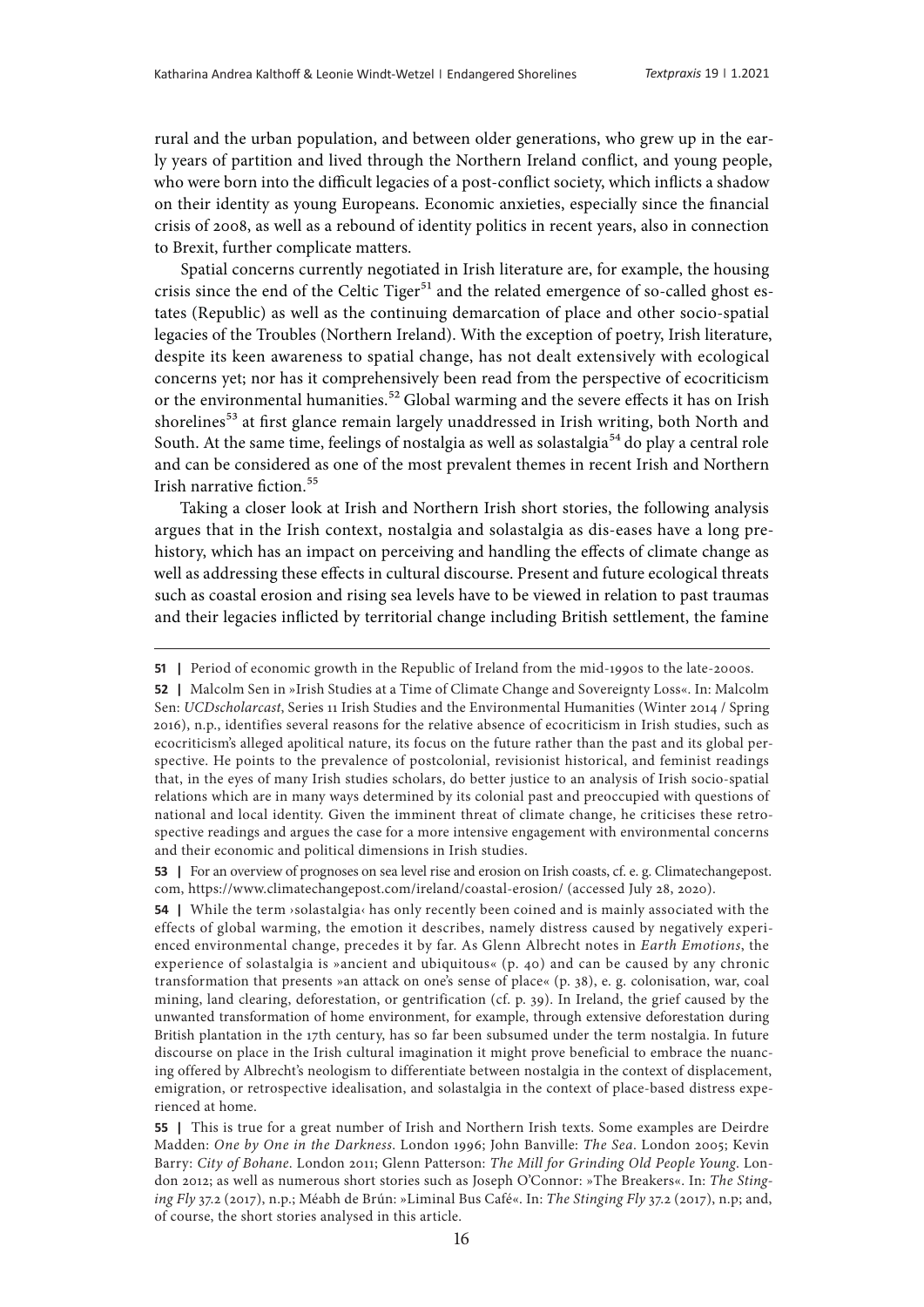rural and the urban population, and between older generations, who grew up in the early years of partition and lived through the Northern Ireland conflict, and young people, who were born into the difficult legacies of a post-conflict society, which inflicts a shadow on their identity as young Europeans. Economic anxieties, especially since the financial crisis of 2008, as well as a rebound of identity politics in recent years, also in connection to Brexit, further complicate matters.

Spatial concerns currently negotiated in Irish literature are, for example, the housing crisis since the end of the Celtic Tiger[51] and the related emergence of so-called ghost estates (Republic) as well as the continuing demarcation of place and other socio-spatial legacies of the Troubles (Northern Ireland). With the exception of poetry, Irish literature, despite its keen awareness to spatial change, has not dealt extensively with ecological concerns yet; nor has it comprehensively been read from the perspective of ecocriticism or the environmental humanities.[52] Global warming and the severe effects it has on Irish shorelines[53] at first glance remain largely unaddressed in Irish writing, both North and South. At the same time, feelings of nostalgia as well as solastalgia[54] do play a central role and can be considered as one of the most prevalent themes in recent Irish and Northern Irish narrative fiction.[55]

Taking a closer look at Irish and Northern Irish short stories, the following analysis argues that in the Irish context, nostalgia and solastalgia as dis-eases have a long prehistory, which has an impact on perceiving and handling the effects of climate change as well as addressing these effects in cultural discourse. Present and future ecological threats such as coastal erosion and rising sea levels have to be viewed in relation to past traumas and their legacies inflicted by territorial change including British settlement, the famine

---

**51 |** Period of economic growth in the Republic of Ireland from the mid-1990s to the late-2000s.

**52 |** Malcolm Sen in »Irish Studies at a Time of Climate Change and Sovereignty Loss«. In: Malcolm Sen: *UCDscholarcast*, Series 11 Irish Studies and the Environmental Humanities (Winter 2014 / Spring 2016), n.p., identifies several reasons for the relative absence of ecocriticism in Irish studies, such as ecocriticism's alleged apolitical nature, its focus on the future rather than the past and its global perspective. He points to the prevalence of postcolonial, revisionist historical, and feminist readings that, in the eyes of many Irish studies scholars, do better justice to an analysis of Irish socio-spatial relations which are in many ways determined by its colonial past and preoccupied with questions of national and local identity. Given the imminent threat of climate change, he criticises these retrospective readings and argues the case for a more intensive engagement with environmental concerns and their economic and political dimensions in Irish studies.

**53 |** For an overview of prognoses on sea level rise and erosion on Irish coasts, cf. e. g. Climatechangepost.com, https://www.climatechangepost.com/ireland/coastal-erosion/ (accessed July 28, 2020).

**54 |** While the term ›solastalgia‹ has only recently been coined and is mainly associated with the effects of global warming, the emotion it describes, namely distress caused by negatively experienced environmental change, precedes it by far. As Glenn Albrecht notes in *Earth Emotions*, the experience of solastalgia is »ancient and ubiquitous« (p. 40) and can be caused by any chronic transformation that presents »an attack on one's sense of place« (p. 38), e. g. colonisation, war, coal mining, land clearing, deforestation, or gentrification (cf. p. 39). In Ireland, the grief caused by the unwanted transformation of home environment, for example, through extensive deforestation during British plantation in the 17th century, has so far been subsumed under the term nostalgia. In future discourse on place in the Irish cultural imagination it might prove beneficial to embrace the nuancing offered by Albrecht's neologism to differentiate between nostalgia in the context of displacement, emigration, or retrospective idealisation, and solastalgia in the context of place-based distress experienced at home.

**55 |** This is true for a great number of Irish and Northern Irish texts. Some examples are Deirdre Madden: *One by One in the Darkness*. London 1996; John Banville: *The Sea*. London 2005; Kevin Barry: *City of Bohane*. London 2011; Glenn Patterson: *The Mill for Grinding Old People Young*. London 2012; as well as numerous short stories such as Joseph O'Connor: »The Breakers«. In: *The Stinging Fly* 37.2 (2017), n.p.; Méabh de Brún: »Liminal Bus Café«. In: *The Stinging Fly* 37.2 (2017), n.p; and, of course, the short stories analysed in this article.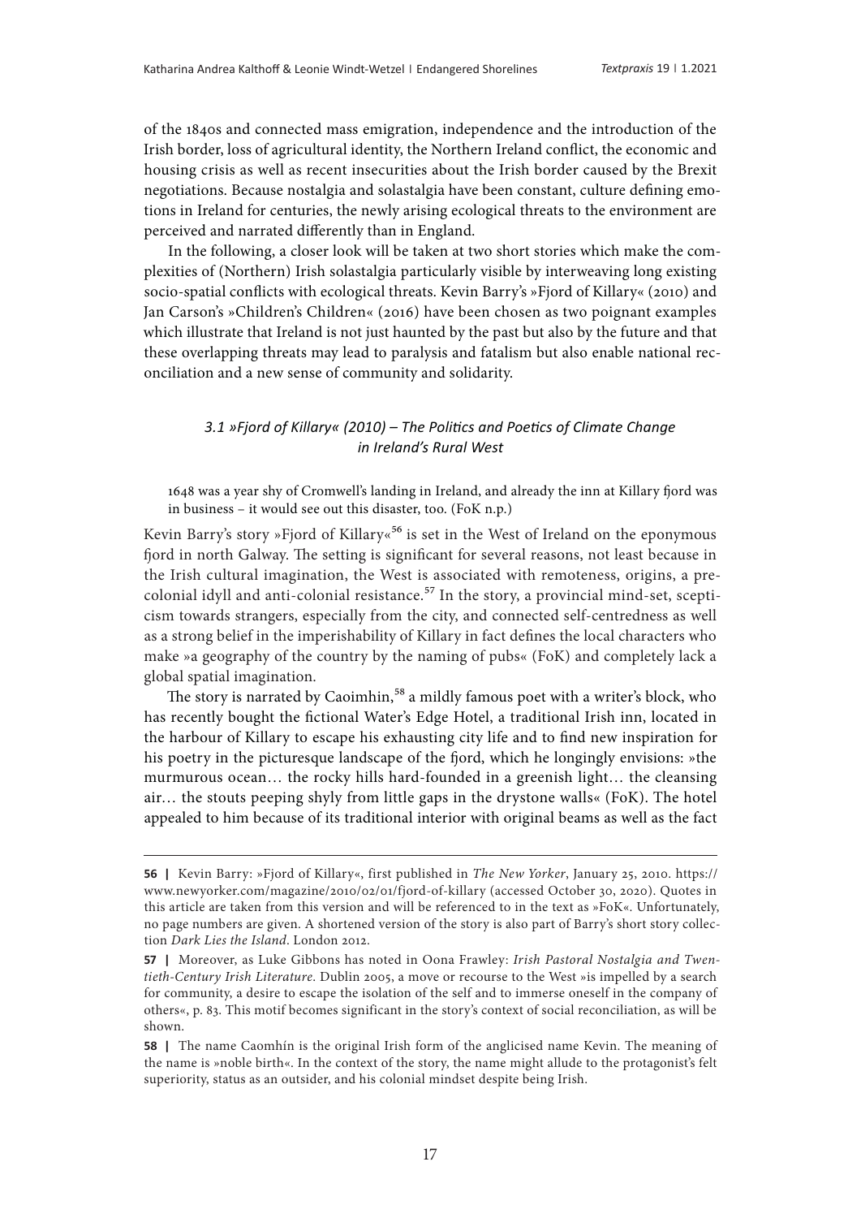of the 1840s and connected mass emigration, independence and the introduction of the Irish border, loss of agricultural identity, the Northern Ireland conflict, the economic and housing crisis as well as recent insecurities about the Irish border caused by the Brexit negotiations. Because nostalgia and solastalgia have been constant, culture defining emotions in Ireland for centuries, the newly arising ecological threats to the environment are perceived and narrated differently than in England.

In the following, a closer look will be taken at two short stories which make the complexities of (Northern) Irish solastalgia particularly visible by interweaving long existing socio-spatial conflicts with ecological threats. Kevin Barry's »Fjord of Killary« (2010) and Jan Carson's »Children's Children« (2016) have been chosen as two poignant examples which illustrate that Ireland is not just haunted by the past but also by the future and that these overlapping threats may lead to paralysis and fatalism but also enable national reconciliation and a new sense of community and solidarity.

### *3.1 »Fjord of Killary« (2010) – The Politics and Poetics of Climate Change in Ireland's Rural West*

> 1648 was a year shy of Cromwell's landing in Ireland, and already the inn at Killary fjord was in business – it would see out this disaster, too. (FoK n.p.)

Kevin Barry's story »Fjord of Killary«[56] is set in the West of Ireland on the eponymous fjord in north Galway. The setting is significant for several reasons, not least because in the Irish cultural imagination, the West is associated with remoteness, origins, a precolonial idyll and anti-colonial resistance.[57] In the story, a provincial mind-set, scepticism towards strangers, especially from the city, and connected self-centredness as well as a strong belief in the imperishability of Killary in fact defines the local characters who make »a geography of the country by the naming of pubs« (FoK) and completely lack a global spatial imagination.

The story is narrated by Caoimhin,[58] a mildly famous poet with a writer's block, who has recently bought the fictional Water's Edge Hotel, a traditional Irish inn, located in the harbour of Killary to escape his exhausting city life and to find new inspiration for his poetry in the picturesque landscape of the fjord, which he longingly envisions: »the murmurous ocean… the rocky hills hard-founded in a greenish light… the cleansing air… the stouts peeping shyly from little gaps in the drystone walls« (FoK). The hotel appealed to him because of its traditional interior with original beams as well as the fact

---

**56 |** Kevin Barry: »Fjord of Killary«, first published in *The New Yorker*, January 25, 2010. https://www.newyorker.com/magazine/2010/02/01/fjord-of-killary (accessed October 30, 2020). Quotes in this article are taken from this version and will be referenced to in the text as »FoK«. Unfortunately, no page numbers are given. A shortened version of the story is also part of Barry's short story collection *Dark Lies the Island*. London 2012.

**57 |** Moreover, as Luke Gibbons has noted in Oona Frawley: *Irish Pastoral Nostalgia and Twentieth-Century Irish Literature*. Dublin 2005, a move or recourse to the West »is impelled by a search for community, a desire to escape the isolation of the self and to immerse oneself in the company of others«, p. 83. This motif becomes significant in the story's context of social reconciliation, as will be shown.

**58 |** The name Caomhín is the original Irish form of the anglicised name Kevin. The meaning of the name is »noble birth«. In the context of the story, the name might allude to the protagonist's felt superiority, status as an outsider, and his colonial mindset despite being Irish.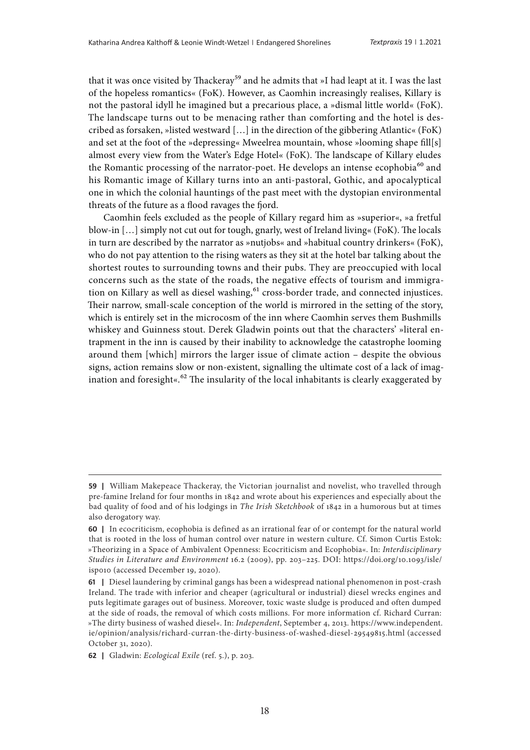that it was once visited by Thackeray[59] and he admits that »I had leapt at it. I was the last of the hopeless romantics« (FoK). However, as Caomhin increasingly realises, Killary is not the pastoral idyll he imagined but a precarious place, a »dismal little world« (FoK). The landscape turns out to be menacing rather than comforting and the hotel is described as forsaken, »listed westward […] in the direction of the gibbering Atlantic« (FoK) and set at the foot of the »depressing« Mweelrea mountain, whose »looming shape fill[s] almost every view from the Water's Edge Hotel« (FoK). The landscape of Killary eludes the Romantic processing of the narrator-poet. He develops an intense ecophobia[60] and his Romantic image of Killary turns into an anti-pastoral, Gothic, and apocalyptical one in which the colonial hauntings of the past meet with the dystopian environmental threats of the future as a flood ravages the fjord.

Caomhin feels excluded as the people of Killary regard him as »superior«, »a fretful blow-in […] simply not cut out for tough, gnarly, west of Ireland living« (FoK). The locals in turn are described by the narrator as »nutjobs« and »habitual country drinkers« (FoK), who do not pay attention to the rising waters as they sit at the hotel bar talking about the shortest routes to surrounding towns and their pubs. They are preoccupied with local concerns such as the state of the roads, the negative effects of tourism and immigration on Killary as well as diesel washing,[61] cross-border trade, and connected injustices. Their narrow, small-scale conception of the world is mirrored in the setting of the story, which is entirely set in the microcosm of the inn where Caomhin serves them Bushmills whiskey and Guinness stout. Derek Gladwin points out that the characters' »literal entrapment in the inn is caused by their inability to acknowledge the catastrophe looming around them [which] mirrors the larger issue of climate action – despite the obvious signs, action remains slow or non-existent, signalling the ultimate cost of a lack of imagination and foresight«.[62] The insularity of the local inhabitants is clearly exaggerated by

---

**59 |** William Makepeace Thackeray, the Victorian journalist and novelist, who travelled through pre-famine Ireland for four months in 1842 and wrote about his experiences and especially about the bad quality of food and of his lodgings in *The Irish Sketchbook* of 1842 in a humorous but at times also derogatory way.

**60 |** In ecocriticism, ecophobia is defined as an irrational fear of or contempt for the natural world that is rooted in the loss of human control over nature in western culture. Cf. Simon Curtis Estok: »Theorizing in a Space of Ambivalent Openness: Ecocriticism and Ecophobia«. In: *Interdisciplinary Studies in Literature and Environment* 16.2 (2009), pp. 203–225. DOI: https://doi.org/10.1093/isle/isp010 (accessed December 19, 2020).

**61 |** Diesel laundering by criminal gangs has been a widespread national phenomenon in post-crash Ireland. The trade with inferior and cheaper (agricultural or industrial) diesel wrecks engines and puts legitimate garages out of business. Moreover, toxic waste sludge is produced and often dumped at the side of roads, the removal of which costs millions. For more information cf. Richard Curran: »The dirty business of washed diesel«. In: *Independent*, September 4, 2013. https://www.independent.ie/opinion/analysis/richard-curran-the-dirty-business-of-washed-diesel-29549815.html (accessed October 31, 2020).

**62 |** Gladwin: *Ecological Exile* (ref. 5.), p. 203.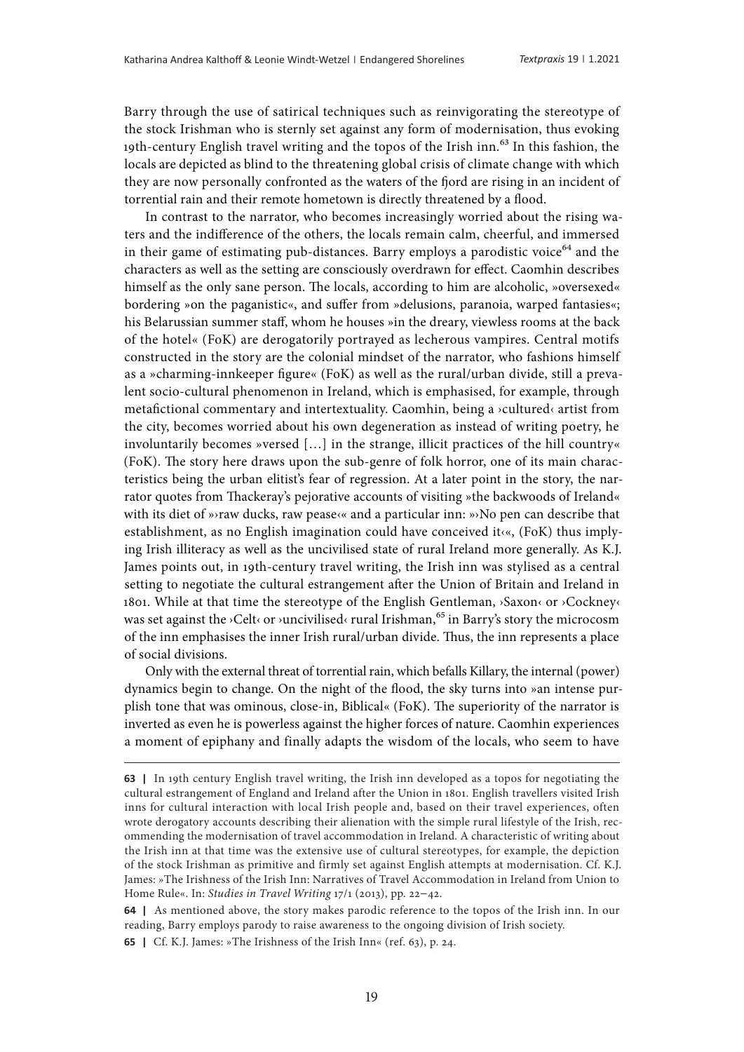Barry through the use of satirical techniques such as reinvigorating the stereotype of the stock Irishman who is sternly set against any form of modernisation, thus evoking 19th-century English travel writing and the topos of the Irish inn.[63] In this fashion, the locals are depicted as blind to the threatening global crisis of climate change with which they are now personally confronted as the waters of the fjord are rising in an incident of torrential rain and their remote hometown is directly threatened by a flood.

In contrast to the narrator, who becomes increasingly worried about the rising waters and the indifference of the others, the locals remain calm, cheerful, and immersed in their game of estimating pub-distances. Barry employs a parodistic voice[64] and the characters as well as the setting are consciously overdrawn for effect. Caomhin describes himself as the only sane person. The locals, according to him are alcoholic, »oversexed« bordering »on the paganistic«, and suffer from »delusions, paranoia, warped fantasies«; his Belarussian summer staff, whom he houses »in the dreary, viewless rooms at the back of the hotel« (FoK) are derogatorily portrayed as lecherous vampires. Central motifs constructed in the story are the colonial mindset of the narrator, who fashions himself as a »charming-innkeeper figure« (FoK) as well as the rural/urban divide, still a prevalent socio-cultural phenomenon in Ireland, which is emphasised, for example, through metafictional commentary and intertextuality. Caomhin, being a ›cultured‹ artist from the city, becomes worried about his own degeneration as instead of writing poetry, he involuntarily becomes »versed […] in the strange, illicit practices of the hill country« (FoK). The story here draws upon the sub-genre of folk horror, one of its main characteristics being the urban elitist's fear of regression. At a later point in the story, the narrator quotes from Thackeray's pejorative accounts of visiting »the backwoods of Ireland« with its diet of »›raw ducks, raw pease‹« and a particular inn: »›No pen can describe that establishment, as no English imagination could have conceived it‹«, (FoK) thus implying Irish illiteracy as well as the uncivilised state of rural Ireland more generally. As K.J. James points out, in 19th-century travel writing, the Irish inn was stylised as a central setting to negotiate the cultural estrangement after the Union of Britain and Ireland in 1801. While at that time the stereotype of the English Gentleman, ›Saxon‹ or ›Cockney‹ was set against the ›Celt‹ or ›uncivilised‹ rural Irishman,[65] in Barry's story the microcosm of the inn emphasises the inner Irish rural/urban divide. Thus, the inn represents a place of social divisions.

Only with the external threat of torrential rain, which befalls Killary, the internal (power) dynamics begin to change. On the night of the flood, the sky turns into »an intense purplish tone that was ominous, close-in, Biblical« (FoK). The superiority of the narrator is inverted as even he is powerless against the higher forces of nature. Caomhin experiences a moment of epiphany and finally adapts the wisdom of the locals, who seem to have

---

**63 |** In 19th century English travel writing, the Irish inn developed as a topos for negotiating the cultural estrangement of England and Ireland after the Union in 1801. English travellers visited Irish inns for cultural interaction with local Irish people and, based on their travel experiences, often wrote derogatory accounts describing their alienation with the simple rural lifestyle of the Irish, recommending the modernisation of travel accommodation in Ireland. A characteristic of writing about the Irish inn at that time was the extensive use of cultural stereotypes, for example, the depiction of the stock Irishman as primitive and firmly set against English attempts at modernisation. Cf. K.J. James: »The Irishness of the Irish Inn: Narratives of Travel Accommodation in Ireland from Union to Home Rule«. In: *Studies in Travel Writing* 17/1 (2013), pp. 22–42.

**64 |** As mentioned above, the story makes parodic reference to the topos of the Irish inn. In our reading, Barry employs parody to raise awareness to the ongoing division of Irish society.

**65 |** Cf. K.J. James: »The Irishness of the Irish Inn« (ref. 63), p. 24.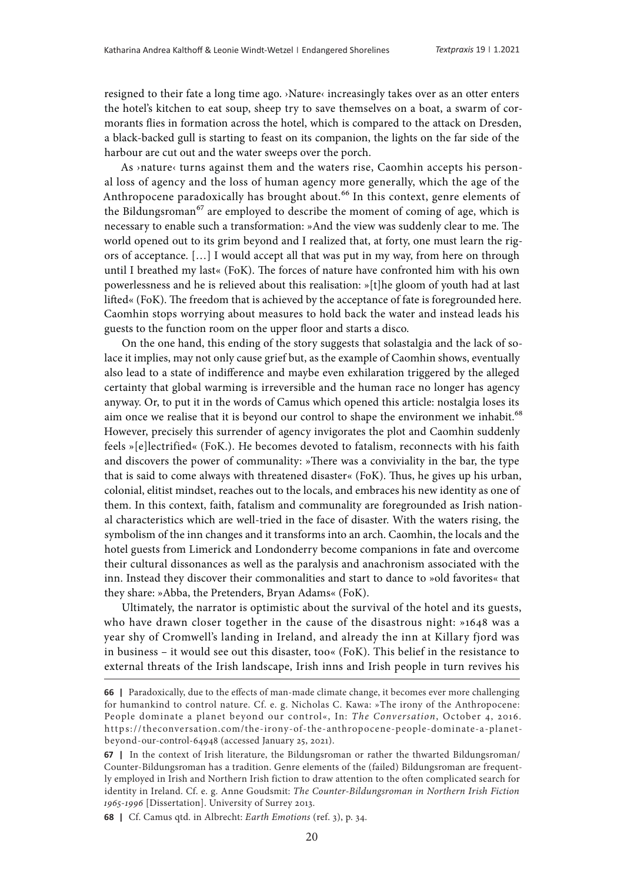resigned to their fate a long time ago. ›Nature‹ increasingly takes over as an otter enters the hotel's kitchen to eat soup, sheep try to save themselves on a boat, a swarm of cormorants flies in formation across the hotel, which is compared to the attack on Dresden, a black-backed gull is starting to feast on its companion, the lights on the far side of the harbour are cut out and the water sweeps over the porch.

As ›nature‹ turns against them and the waters rise, Caomhin accepts his personal loss of agency and the loss of human agency more generally, which the age of the Anthropocene paradoxically has brought about.[66] In this context, genre elements of the Bildungsroman[67] are employed to describe the moment of coming of age, which is necessary to enable such a transformation: »And the view was suddenly clear to me. The world opened out to its grim beyond and I realized that, at forty, one must learn the rigors of acceptance. […] I would accept all that was put in my way, from here on through until I breathed my last« (FoK). The forces of nature have confronted him with his own powerlessness and he is relieved about this realisation: »[t]he gloom of youth had at last lifted« (FoK). The freedom that is achieved by the acceptance of fate is foregrounded here. Caomhin stops worrying about measures to hold back the water and instead leads his guests to the function room on the upper floor and starts a disco.

On the one hand, this ending of the story suggests that solastalgia and the lack of solace it implies, may not only cause grief but, as the example of Caomhin shows, eventually also lead to a state of indifference and maybe even exhilaration triggered by the alleged certainty that global warming is irreversible and the human race no longer has agency anyway. Or, to put it in the words of Camus which opened this article: nostalgia loses its aim once we realise that it is beyond our control to shape the environment we inhabit.[68] However, precisely this surrender of agency invigorates the plot and Caomhin suddenly feels »[e]lectrified« (FoK.). He becomes devoted to fatalism, reconnects with his faith and discovers the power of communality: »There was a conviviality in the bar, the type that is said to come always with threatened disaster« (FoK). Thus, he gives up his urban, colonial, elitist mindset, reaches out to the locals, and embraces his new identity as one of them. In this context, faith, fatalism and communality are foregrounded as Irish national characteristics which are well-tried in the face of disaster. With the waters rising, the symbolism of the inn changes and it transforms into an arch. Caomhin, the locals and the hotel guests from Limerick and Londonderry become companions in fate and overcome their cultural dissonances as well as the paralysis and anachronism associated with the inn. Instead they discover their commonalities and start to dance to »old favorites« that they share: »Abba, the Pretenders, Bryan Adams« (FoK).

Ultimately, the narrator is optimistic about the survival of the hotel and its guests, who have drawn closer together in the cause of the disastrous night: »1648 was a year shy of Cromwell's landing in Ireland, and already the inn at Killary fjord was in business – it would see out this disaster, too« (FoK). This belief in the resistance to external threats of the Irish landscape, Irish inns and Irish people in turn revives his

---

**66 |** Paradoxically, due to the effects of man-made climate change, it becomes ever more challenging for humankind to control nature. Cf. e. g. Nicholas C. Kawa: »The irony of the Anthropocene: People dominate a planet beyond our control«, In: *The Conversation*, October 4, 2016. https://theconversation.com/the-irony-of-the-anthropocene-people-dominate-a-planet-beyond-our-control-64948 (accessed January 25, 2021).

**67 |** In the context of Irish literature, the Bildungsroman or rather the thwarted Bildungsroman/ Counter-Bildungsroman has a tradition. Genre elements of the (failed) Bildungsroman are frequently employed in Irish and Northern Irish fiction to draw attention to the often complicated search for identity in Ireland. Cf. e. g. Anne Goudsmit: *The Counter-Bildungsroman in Northern Irish Fiction 1965-1996* [Dissertation]. University of Surrey 2013.

**68 |** Cf. Camus qtd. in Albrecht: *Earth Emotions* (ref. 3), p. 34.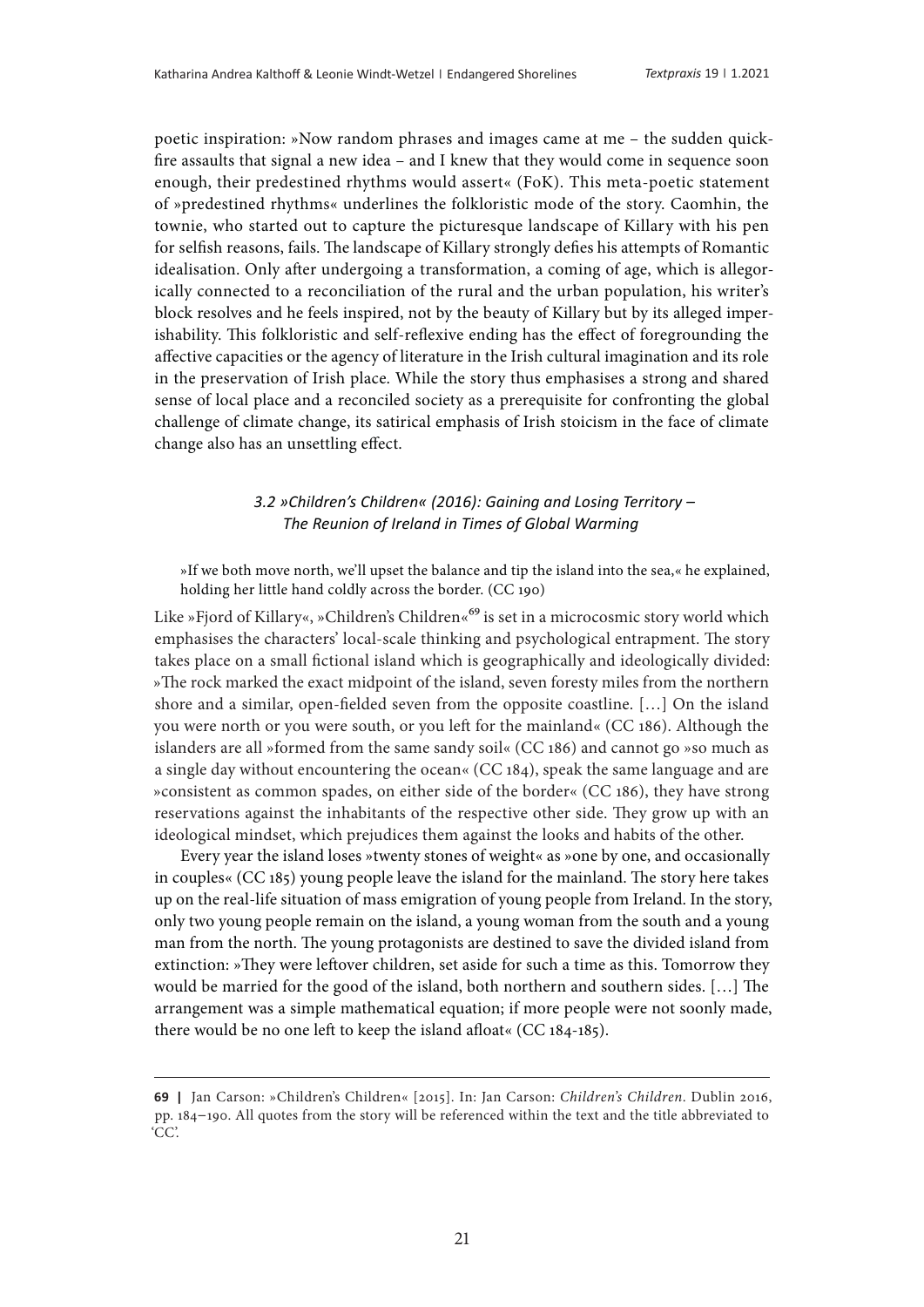poetic inspiration: »Now random phrases and images came at me – the sudden quick-fire assaults that signal a new idea – and I knew that they would come in sequence soon enough, their predestined rhythms would assert« (FoK). This meta-poetic statement of »predestined rhythms« underlines the folkloristic mode of the story. Caomhin, the townie, who started out to capture the picturesque landscape of Killary with his pen for selfish reasons, fails. The landscape of Killary strongly defies his attempts of Romantic idealisation. Only after undergoing a transformation, a coming of age, which is allegorically connected to a reconciliation of the rural and the urban population, his writer's block resolves and he feels inspired, not by the beauty of Killary but by its alleged imperishability. This folkloristic and self-reflexive ending has the effect of foregrounding the affective capacities or the agency of literature in the Irish cultural imagination and its role in the preservation of Irish place. While the story thus emphasises a strong and shared sense of local place and a reconciled society as a prerequisite for confronting the global challenge of climate change, its satirical emphasis of Irish stoicism in the face of climate change also has an unsettling effect.

### *3.2 »Children's Children« (2016): Gaining and Losing Territory – The Reunion of Ireland in Times of Global Warming*

> »If we both move north, we'll upset the balance and tip the island into the sea,« he explained, holding her little hand coldly across the border. (CC 190)

Like »Fjord of Killary«, »Children's Children«[69] is set in a microcosmic story world which emphasises the characters' local-scale thinking and psychological entrapment. The story takes place on a small fictional island which is geographically and ideologically divided: »The rock marked the exact midpoint of the island, seven foresty miles from the northern shore and a similar, open-fielded seven from the opposite coastline. […] On the island you were north or you were south, or you left for the mainland« (CC 186). Although the islanders are all »formed from the same sandy soil« (CC 186) and cannot go »so much as a single day without encountering the ocean« (CC 184), speak the same language and are »consistent as common spades, on either side of the border« (CC 186), they have strong reservations against the inhabitants of the respective other side. They grow up with an ideological mindset, which prejudices them against the looks and habits of the other.

Every year the island loses »twenty stones of weight« as »one by one, and occasionally in couples« (CC 185) young people leave the island for the mainland. The story here takes up on the real-life situation of mass emigration of young people from Ireland. In the story, only two young people remain on the island, a young woman from the south and a young man from the north. The young protagonists are destined to save the divided island from extinction: »They were leftover children, set aside for such a time as this. Tomorrow they would be married for the good of the island, both northern and southern sides. […] The arrangement was a simple mathematical equation; if more people were not soonly made, there would be no one left to keep the island afloat« (CC 184-185).

---

**69 |** Jan Carson: »Children's Children« [2015]. In: Jan Carson: *Children's Children*. Dublin 2016, pp. 184–190. All quotes from the story will be referenced within the text and the title abbreviated to 'CC'.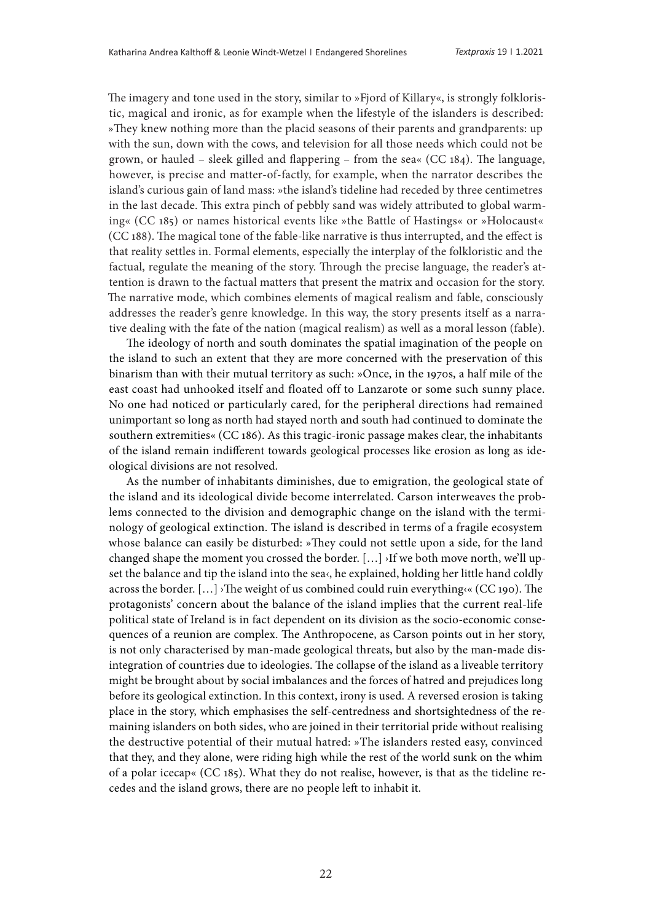The imagery and tone used in the story, similar to »Fjord of Killary«, is strongly folkloristic, magical and ironic, as for example when the lifestyle of the islanders is described: »They knew nothing more than the placid seasons of their parents and grandparents: up with the sun, down with the cows, and television for all those needs which could not be grown, or hauled – sleek gilled and flappering – from the sea« (CC 184). The language, however, is precise and matter-of-factly, for example, when the narrator describes the island's curious gain of land mass: »the island's tideline had receded by three centimetres in the last decade. This extra pinch of pebbly sand was widely attributed to global warming« (CC 185) or names historical events like »the Battle of Hastings« or »Holocaust« (CC 188). The magical tone of the fable-like narrative is thus interrupted, and the effect is that reality settles in. Formal elements, especially the interplay of the folkloristic and the factual, regulate the meaning of the story. Through the precise language, the reader's attention is drawn to the factual matters that present the matrix and occasion for the story. The narrative mode, which combines elements of magical realism and fable, consciously addresses the reader's genre knowledge. In this way, the story presents itself as a narrative dealing with the fate of the nation (magical realism) as well as a moral lesson (fable).

The ideology of north and south dominates the spatial imagination of the people on the island to such an extent that they are more concerned with the preservation of this binarism than with their mutual territory as such: »Once, in the 1970s, a half mile of the east coast had unhooked itself and floated off to Lanzarote or some such sunny place. No one had noticed or particularly cared, for the peripheral directions had remained unimportant so long as north had stayed north and south had continued to dominate the southern extremities« (CC 186). As this tragic-ironic passage makes clear, the inhabitants of the island remain indifferent towards geological processes like erosion as long as ideological divisions are not resolved.

As the number of inhabitants diminishes, due to emigration, the geological state of the island and its ideological divide become interrelated. Carson interweaves the problems connected to the division and demographic change on the island with the terminology of geological extinction. The island is described in terms of a fragile ecosystem whose balance can easily be disturbed: »They could not settle upon a side, for the land changed shape the moment you crossed the border. […] ›If we both move north, we'll upset the balance and tip the island into the sea‹, he explained, holding her little hand coldly across the border. […] ›The weight of us combined could ruin everything‹« (CC 190). The protagonists' concern about the balance of the island implies that the current real-life political state of Ireland is in fact dependent on its division as the socio-economic consequences of a reunion are complex. The Anthropocene, as Carson points out in her story, is not only characterised by man-made geological threats, but also by the man-made disintegration of countries due to ideologies. The collapse of the island as a liveable territory might be brought about by social imbalances and the forces of hatred and prejudices long before its geological extinction. In this context, irony is used. A reversed erosion is taking place in the story, which emphasises the self-centredness and shortsightedness of the remaining islanders on both sides, who are joined in their territorial pride without realising the destructive potential of their mutual hatred: »The islanders rested easy, convinced that they, and they alone, were riding high while the rest of the world sunk on the whim of a polar icecap« (CC 185). What they do not realise, however, is that as the tideline recedes and the island grows, there are no people left to inhabit it.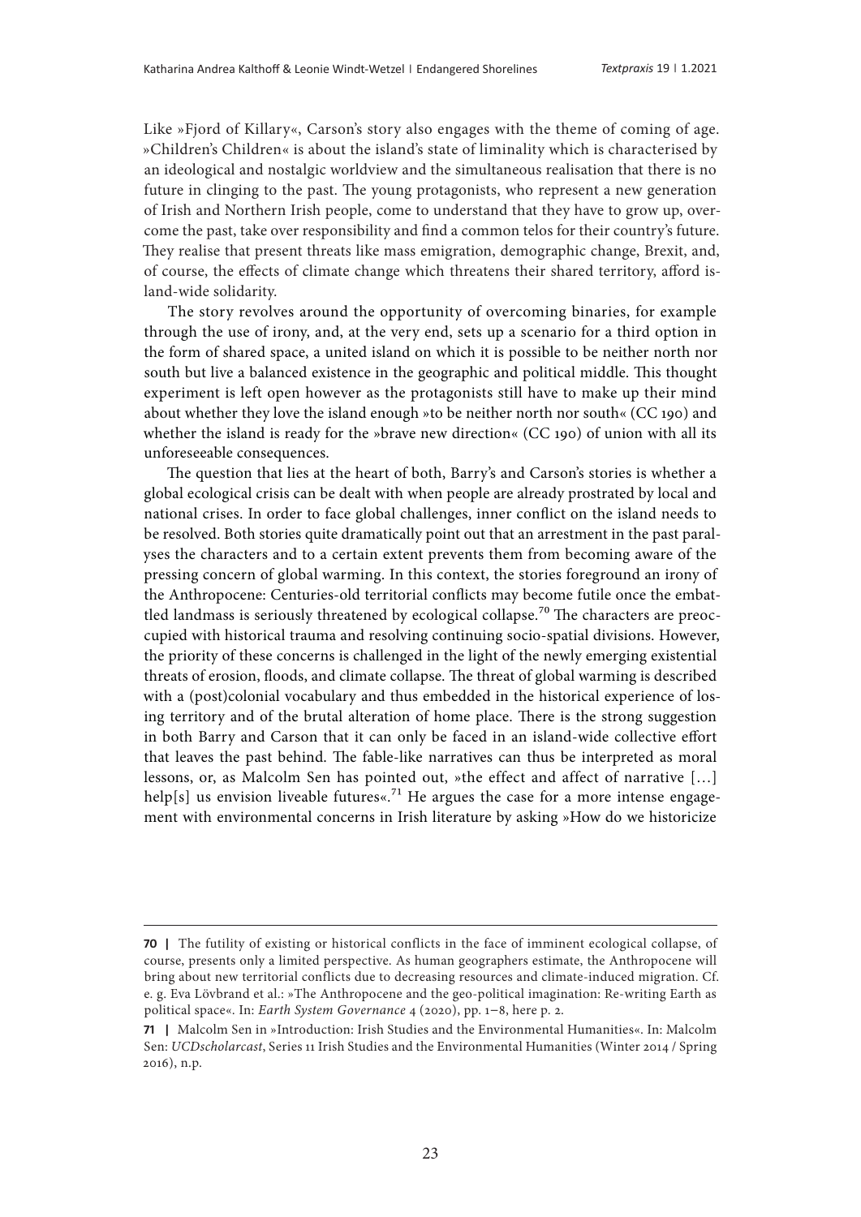Like »Fjord of Killary«, Carson's story also engages with the theme of coming of age. »Children's Children« is about the island's state of liminality which is characterised by an ideological and nostalgic worldview and the simultaneous realisation that there is no future in clinging to the past. The young protagonists, who represent a new generation of Irish and Northern Irish people, come to understand that they have to grow up, overcome the past, take over responsibility and find a common telos for their country's future. They realise that present threats like mass emigration, demographic change, Brexit, and, of course, the effects of climate change which threatens their shared territory, afford island-wide solidarity.

The story revolves around the opportunity of overcoming binaries, for example through the use of irony, and, at the very end, sets up a scenario for a third option in the form of shared space, a united island on which it is possible to be neither north nor south but live a balanced existence in the geographic and political middle. This thought experiment is left open however as the protagonists still have to make up their mind about whether they love the island enough »to be neither north nor south« (CC 190) and whether the island is ready for the »brave new direction« (CC 190) of union with all its unforeseeable consequences.

The question that lies at the heart of both, Barry's and Carson's stories is whether a global ecological crisis can be dealt with when people are already prostrated by local and national crises. In order to face global challenges, inner conflict on the island needs to be resolved. Both stories quite dramatically point out that an arrestment in the past paralyses the characters and to a certain extent prevents them from becoming aware of the pressing concern of global warming. In this context, the stories foreground an irony of the Anthropocene: Centuries-old territorial conflicts may become futile once the embattled landmass is seriously threatened by ecological collapse.[70] The characters are preoccupied with historical trauma and resolving continuing socio-spatial divisions. However, the priority of these concerns is challenged in the light of the newly emerging existential threats of erosion, floods, and climate collapse. The threat of global warming is described with a (post)colonial vocabulary and thus embedded in the historical experience of losing territory and of the brutal alteration of home place. There is the strong suggestion in both Barry and Carson that it can only be faced in an island-wide collective effort that leaves the past behind. The fable-like narratives can thus be interpreted as moral lessons, or, as Malcolm Sen has pointed out, »the effect and affect of narrative […] help[s] us envision liveable futures«.[71] He argues the case for a more intense engagement with environmental concerns in Irish literature by asking »How do we historicize

---

**70 |** The futility of existing or historical conflicts in the face of imminent ecological collapse, of course, presents only a limited perspective. As human geographers estimate, the Anthropocene will bring about new territorial conflicts due to decreasing resources and climate-induced migration. Cf. e. g. Eva Lövbrand et al.: »The Anthropocene and the geo-political imagination: Re-writing Earth as political space«. In: *Earth System Governance* 4 (2020), pp. 1–8, here p. 2.

**71 |** Malcolm Sen in »Introduction: Irish Studies and the Environmental Humanities«. In: Malcolm Sen: *UCDscholarcast*, Series 11 Irish Studies and the Environmental Humanities (Winter 2014 / Spring 2016), n.p.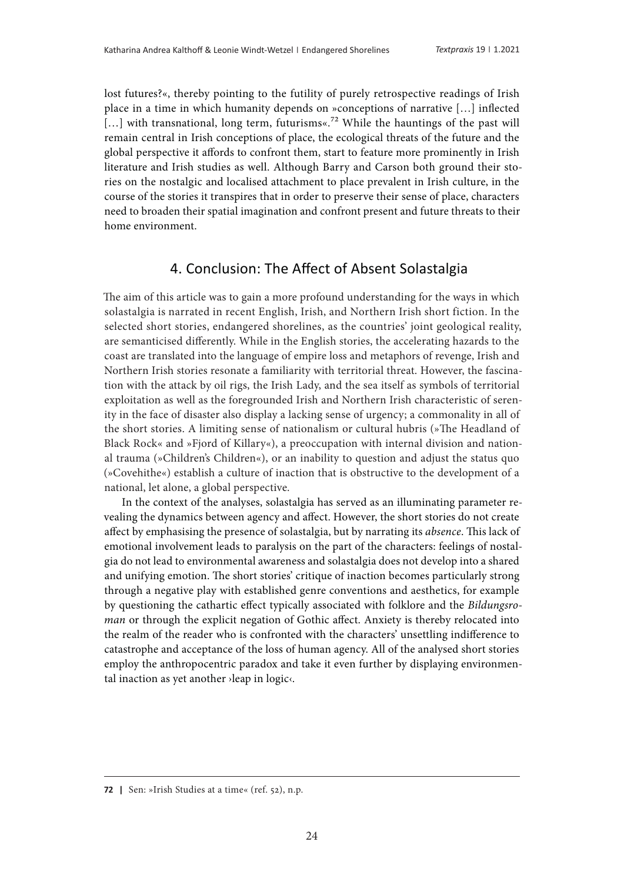lost futures?«, thereby pointing to the futility of purely retrospective readings of Irish place in a time in which humanity depends on »conceptions of narrative […] inflected […] with transnational, long term, futurisms«.[72] While the hauntings of the past will remain central in Irish conceptions of place, the ecological threats of the future and the global perspective it affords to confront them, start to feature more prominently in Irish literature and Irish studies as well. Although Barry and Carson both ground their stories on the nostalgic and localised attachment to place prevalent in Irish culture, in the course of the stories it transpires that in order to preserve their sense of place, characters need to broaden their spatial imagination and confront present and future threats to their home environment.

## 4. Conclusion: The Affect of Absent Solastalgia

The aim of this article was to gain a more profound understanding for the ways in which solastalgia is narrated in recent English, Irish, and Northern Irish short fiction. In the selected short stories, endangered shorelines, as the countries' joint geological reality, are semanticised differently. While in the English stories, the accelerating hazards to the coast are translated into the language of empire loss and metaphors of revenge, Irish and Northern Irish stories resonate a familiarity with territorial threat. However, the fascination with the attack by oil rigs, the Irish Lady, and the sea itself as symbols of territorial exploitation as well as the foregrounded Irish and Northern Irish characteristic of serenity in the face of disaster also display a lacking sense of urgency; a commonality in all of the short stories. A limiting sense of nationalism or cultural hubris (»The Headland of Black Rock« and »Fjord of Killary«), a preoccupation with internal division and national trauma (»Children's Children«), or an inability to question and adjust the status quo (»Covehithe«) establish a culture of inaction that is obstructive to the development of a national, let alone, a global perspective.

In the context of the analyses, solastalgia has served as an illuminating parameter revealing the dynamics between agency and affect. However, the short stories do not create affect by emphasising the presence of solastalgia, but by narrating its *absence*. This lack of emotional involvement leads to paralysis on the part of the characters: feelings of nostalgia do not lead to environmental awareness and solastalgia does not develop into a shared and unifying emotion. The short stories' critique of inaction becomes particularly strong through a negative play with established genre conventions and aesthetics, for example by questioning the cathartic effect typically associated with folklore and the *Bildungsroman* or through the explicit negation of Gothic affect. Anxiety is thereby relocated into the realm of the reader who is confronted with the characters' unsettling indifference to catastrophe and acceptance of the loss of human agency. All of the analysed short stories employ the anthropocentric paradox and take it even further by displaying environmental inaction as yet another ›leap in logic‹.

---

**72** | Sen: »Irish Studies at a time« (ref. 52), n.p.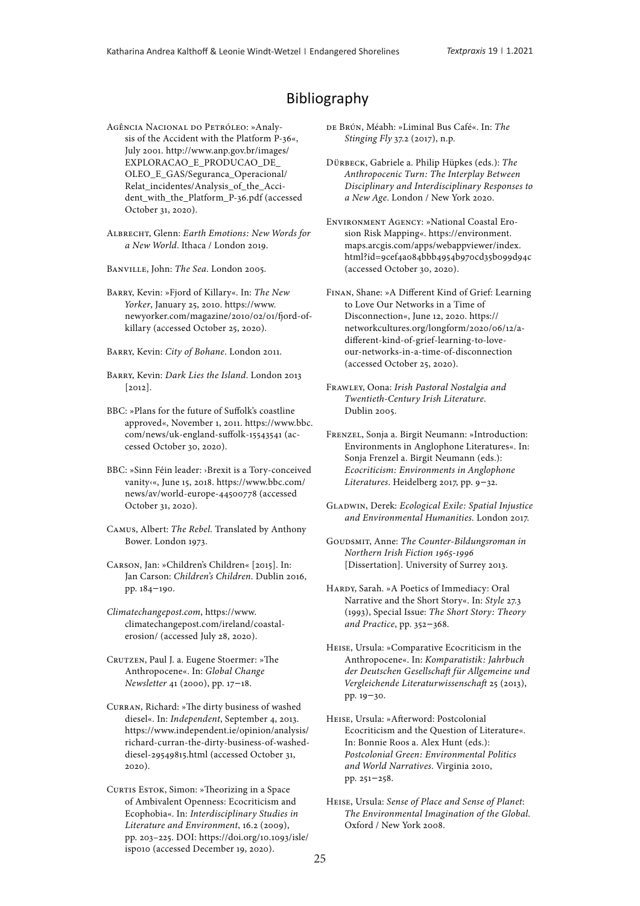## Bibliography

Agência Nacional do Petróleo: »Analysis of the Accident with the Platform P-36«, July 2001. http://www.anp.gov.br/images/EXPLORACAO_E_PRODUCAO_DE_OLEO_E_GAS/Seguranca_Operacional/Relat_incidentes/Analysis_of_the_Accident_with_the_Platform_P-36.pdf (accessed October 31, 2020).

Albrecht, Glenn: *Earth Emotions: New Words for a New World*. Ithaca / London 2019.

Banville, John: *The Sea*. London 2005.

Barry, Kevin: »Fjord of Killary«. In: *The New Yorker*, January 25, 2010. https://www.newyorker.com/magazine/2010/02/01/fjord-of-killary (accessed October 25, 2020).

Barry, Kevin: *City of Bohane*. London 2011.

Barry, Kevin: *Dark Lies the Island*. London 2013 [2012].

BBC: »Plans for the future of Suffolk's coastline approved«, November 1, 2011. https://www.bbc.com/news/uk-england-suffolk-15543541 (accessed October 30, 2020).

BBC: »Sinn Féin leader: ›Brexit is a Tory-conceived vanity‹«, June 15, 2018. https://www.bbc.com/news/av/world-europe-44500778 (accessed October 31, 2020).

Camus, Albert: *The Rebel*. Translated by Anthony Bower. London 1973.

Carson, Jan: »Children's Children« [2015]. In: Jan Carson: *Children's Children*. Dublin 2016, pp. 184–190.

*Climatechangepost.com*, https://www.climatechangepost.com/ireland/coastal-erosion/ (accessed July 28, 2020).

Crutzen, Paul J. a. Eugene Stoermer: »The Anthropocene«. In: *Global Change Newsletter* 41 (2000), pp. 17–18.

Curran, Richard: »The dirty business of washed diesel«. In: *Independent*, September 4, 2013. https://www.independent.ie/opinion/analysis/richard-curran-the-dirty-business-of-washed-diesel-29549815.html (accessed October 31, 2020).

Curtis Estok, Simon: »Theorizing in a Space of Ambivalent Openness: Ecocriticism and Ecophobia«. In: *Interdisciplinary Studies in Literature and Environment*, 16.2 (2009), pp. 203–225. DOI: https://doi.org/10.1093/isle/isp010 (accessed December 19, 2020).

de Brún, Méabh: »Liminal Bus Café«. In: *The Stinging Fly* 37.2 (2017), n.p.

Dürbeck, Gabriele a. Philip Hüpkes (eds.): *The Anthropocenic Turn: The Interplay Between Disciplinary and Interdisciplinary Responses to a New Age*. London / New York 2020.

Environment Agency: »National Coastal Erosion Risk Mapping«. https://environment.maps.arcgis.com/apps/webappviewer/index.html?id=9cef4a084bbb4954b970cd35b099d94c (accessed October 30, 2020).

Finan, Shane: »A Different Kind of Grief: Learning to Love Our Networks in a Time of Disconnection«, June 12, 2020. https://networkcultures.org/longform/2020/06/12/a-different-kind-of-grief-learning-to-love-our-networks-in-a-time-of-disconnection (accessed October 25, 2020).

Frawley, Oona: *Irish Pastoral Nostalgia and Twentieth-Century Irish Literature*. Dublin 2005.

Frenzel, Sonja a. Birgit Neumann: »Introduction: Environments in Anglophone Literatures«. In: Sonja Frenzel a. Birgit Neumann (eds.): *Ecocriticism: Environments in Anglophone Literatures*. Heidelberg 2017, pp. 9–32.

Gladwin, Derek: *Ecological Exile: Spatial Injustice and Environmental Humanities*. London 2017.

Goudsmit, Anne: *The Counter-Bildungsroman in Northern Irish Fiction 1965-1996* [Dissertation]. University of Surrey 2013.

Hardy, Sarah. »A Poetics of Immediacy: Oral Narrative and the Short Story«. In: *Style* 27.3 (1993), Special Issue: *The Short Story: Theory and Practice*, pp. 352–368.

Heise, Ursula: »Comparative Ecocriticism in the Anthropocene«. In: *Komparatistik: Jahrbuch der Deutschen Gesellschaft für Allgemeine und Vergleichende Literaturwissenschaft* 25 (2013), pp. 19–30.

Heise, Ursula: »Afterword: Postcolonial Ecocriticism and the Question of Literature«. In: Bonnie Roos a. Alex Hunt (eds.): *Postcolonial Green: Environmental Politics and World Narratives*. Virginia 2010, pp. 251–258.

Heise, Ursula: *Sense of Place and Sense of Planet: The Environmental Imagination of the Global*. Oxford / New York 2008.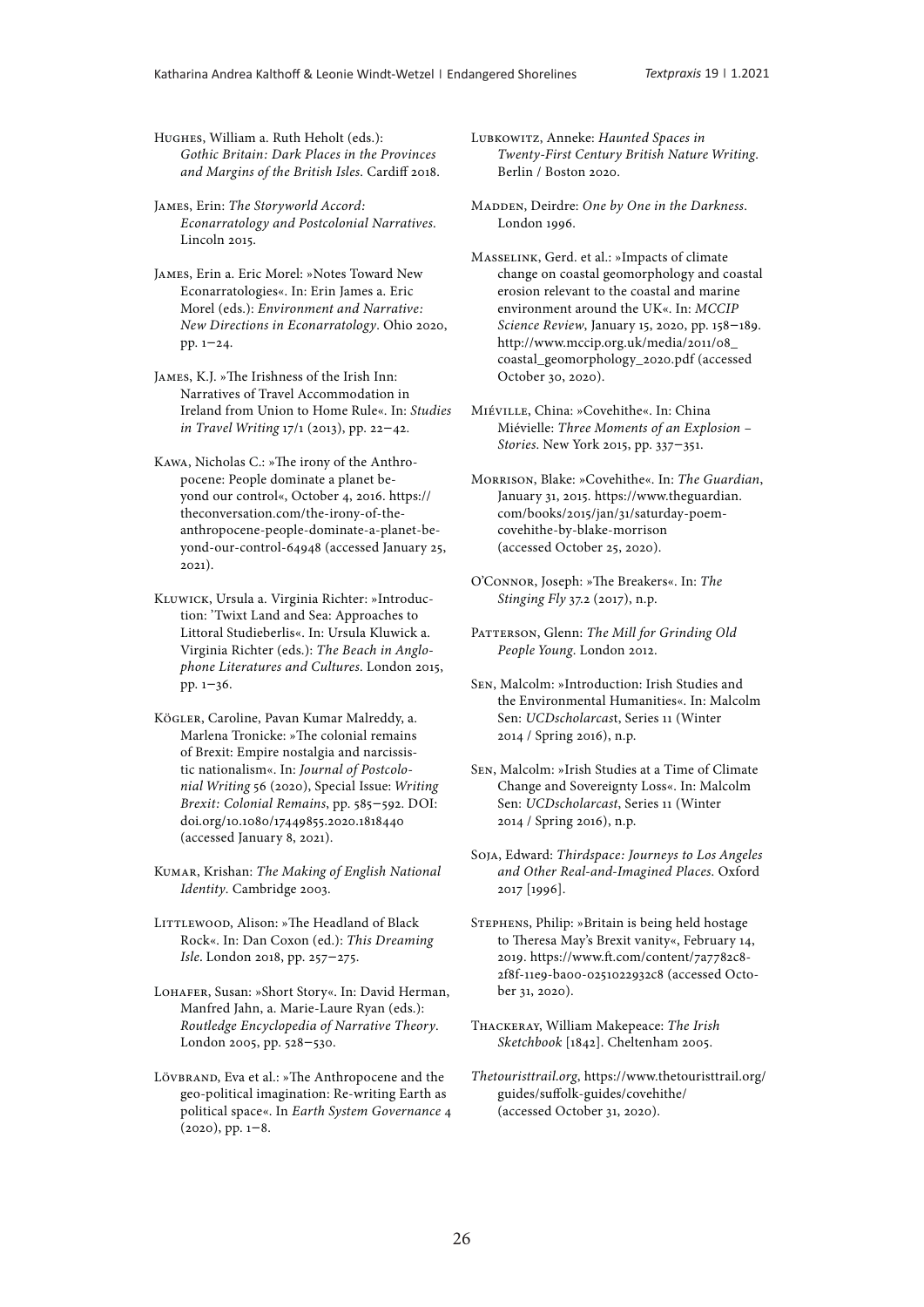Hughes, William a. Ruth Heholt (eds.): *Gothic Britain: Dark Places in the Provinces and Margins of the British Isles*. Cardiff 2018.

James, Erin: *The Storyworld Accord: Econarratology and Postcolonial Narratives*. Lincoln 2015.

James, Erin a. Eric Morel: »Notes Toward New Econarratologies«. In: Erin James a. Eric Morel (eds.): *Environment and Narrative: New Directions in Econarratology*. Ohio 2020, pp. 1–24.

James, K.J. »The Irishness of the Irish Inn: Narratives of Travel Accommodation in Ireland from Union to Home Rule«. In: *Studies in Travel Writing* 17/1 (2013), pp. 22–42.

Kawa, Nicholas C.: »The irony of the Anthropocene: People dominate a planet beyond our control«, October 4, 2016. https://theconversation.com/the-irony-of-the-anthropocene-people-dominate-a-planet-beyond-our-control-64948 (accessed January 25, 2021).

Kluwick, Ursula a. Virginia Richter: »Introduction: 'Twixt Land and Sea: Approaches to Littoral Studieberlis«. In: Ursula Kluwick a. Virginia Richter (eds.): *The Beach in Anglophone Literatures and Cultures*. London 2015, pp. 1–36.

Kögler, Caroline, Pavan Kumar Malreddy, a. Marlena Tronicke: »The colonial remains of Brexit: Empire nostalgia and narcissistic nationalism«. In: *Journal of Postcolonial Writing* 56 (2020), Special Issue: *Writing Brexit: Colonial Remains*, pp. 585–592. DOI: doi.org/10.1080/17449855.2020.1818440 (accessed January 8, 2021).

Kumar, Krishan: *The Making of English National Identity*. Cambridge 2003.

Littlewood, Alison: »The Headland of Black Rock«. In: Dan Coxon (ed.): *This Dreaming Isle*. London 2018, pp. 257–275.

Lohafer, Susan: »Short Story«. In: David Herman, Manfred Jahn, a. Marie-Laure Ryan (eds.): *Routledge Encyclopedia of Narrative Theory*. London 2005, pp. 528–530.

Lövbrand, Eva et al.: »The Anthropocene and the geo-political imagination: Re-writing Earth as political space«. In *Earth System Governance* 4 (2020), pp. 1–8.

Lubkowitz, Anneke: *Haunted Spaces in Twenty-First Century British Nature Writing*. Berlin / Boston 2020.

Madden, Deirdre: *One by One in the Darkness*. London 1996.

Masselink, Gerd. et al.: »Impacts of climate change on coastal geomorphology and coastal erosion relevant to the coastal and marine environment around the UK«. In: *MCCIP Science Review*, January 15, 2020, pp. 158–189. http://www.mccip.org.uk/media/2011/08_coastal_geomorphology_2020.pdf (accessed October 30, 2020).

Miéville, China: »Covehithe«. In: China Miévielle: *Three Moments of an Explosion – Stories*. New York 2015, pp. 337–351.

Morrison, Blake: »Covehithe«. In: *The Guardian*, January 31, 2015. https://www.theguardian.com/books/2015/jan/31/saturday-poem-covehithe-by-blake-morrison (accessed October 25, 2020).

O'Connor, Joseph: »The Breakers«. In: *The Stinging Fly* 37.2 (2017), n.p.

Patterson, Glenn: *The Mill for Grinding Old People Young*. London 2012.

Sen, Malcolm: »Introduction: Irish Studies and the Environmental Humanities«. In: Malcolm Sen: *UCDscholarcast*, Series 11 (Winter 2014 / Spring 2016), n.p.

Sen, Malcolm: »Irish Studies at a Time of Climate Change and Sovereignty Loss«. In: Malcolm Sen: *UCDscholarcast*, Series 11 (Winter 2014 / Spring 2016), n.p.

Soja, Edward: *Thirdspace: Journeys to Los Angeles and Other Real-and-Imagined Places*. Oxford 2017 [1996].

Stephens, Philip: »Britain is being held hostage to Theresa May's Brexit vanity«, February 14, 2019. https://www.ft.com/content/7a7782c8-2f8f-11e9-ba00-0251022932c8 (accessed October 31, 2020).

Thackeray, William Makepeace: *The Irish Sketchbook* [1842]. Cheltenham 2005.

*Thetouristtrail.org*, https://www.thetouristtrail.org/guides/suffolk-guides/covehithe/ (accessed October 31, 2020).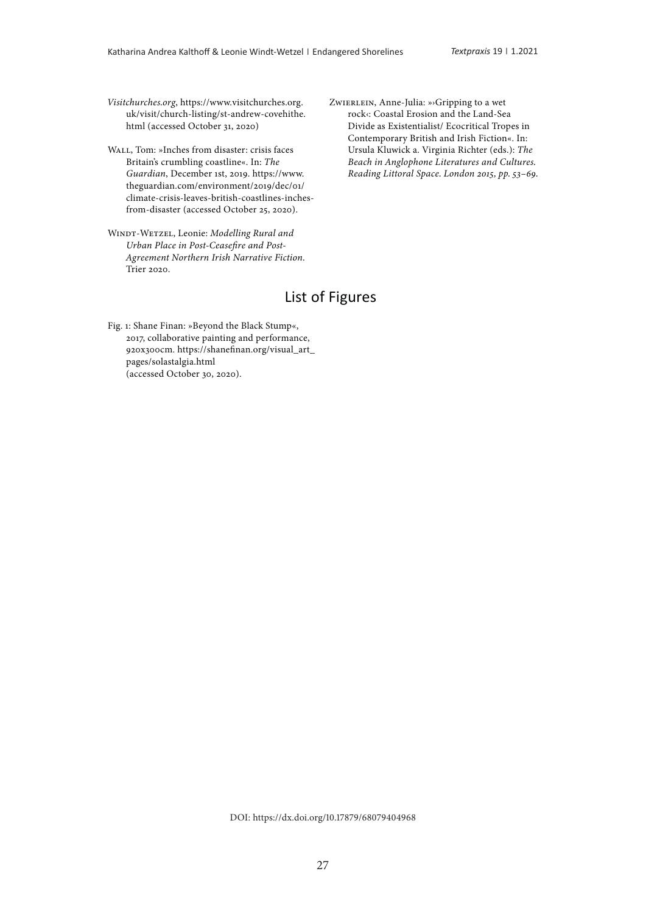*Visitchurches.org*, https://www.visitchurches.org.uk/visit/church-listing/st-andrew-covehithe.html (accessed October 31, 2020)

Wall, Tom: »Inches from disaster: crisis faces Britain's crumbling coastline«. In: *The Guardian*, December 1st, 2019. https://www.theguardian.com/environment/2019/dec/01/climate-crisis-leaves-british-coastlines-inches-from-disaster (accessed October 25, 2020).

Windt-Wetzel, Leonie: *Modelling Rural and Urban Place in Post-Ceasefire and Post-Agreement Northern Irish Narrative Fiction*. Trier 2020.

Zwierlein, Anne-Julia: »›Gripping to a wet rock‹: Coastal Erosion and the Land-Sea Divide as Existentialist/ Ecocritical Tropes in Contemporary British and Irish Fiction«. In: Ursula Kluwick a. Virginia Richter (eds.): *The Beach in Anglophone Literatures and Cultures. Reading Littoral Space. London 2015, pp. 53–69.*

## List of Figures

Fig. 1: Shane Finan: »Beyond the Black Stump«, 2017, collaborative painting and performance, 920x300cm. https://shanefinan.org/visual_art_pages/solastalgia.html (accessed October 30, 2020).

DOI: https://dx.doi.org/10.17879/68079404968